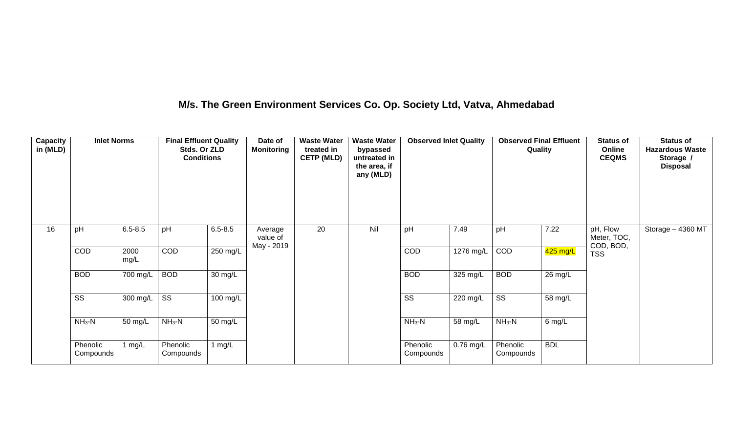# M/s. The Green Environment Services Co. Op. Society Ltd, Vatva, Ahmedabad

| Capacity in (MLD) | Inlet Norms | | Final Effluent Quality Stds. Or ZLD Conditions | | Date of Monitoring | Waste Water treated in CETP (MLD) | Waste Water bypassed untreated in the area, if any (MLD) | Observed Inlet Quality | | Observed Final Effluent Quality | | Status of Online CEQMS | Status of Hazardous Waste Storage / Disposal |
|---|---|---|---|---|---|---|---|---|---|---|---|---|---|
| 16 | pH | 6.5-8.5 | pH | 6.5-8.5 | Average value of May - 2019 | 20 | Nil | pH | 7.49 | pH | 7.22 | pH, Flow Meter, TOC, COD, BOD, TSS | Storage – 4360 MT |
| | COD | 2000 mg/L | COD | 250 mg/L | | | | COD | 1276 mg/L | COD | 425 mg/L | | |
| | BOD | 700 mg/L | BOD | 30 mg/L | | | | BOD | 325 mg/L | BOD | 26 mg/L | | |
| | SS | 300 mg/L | SS | 100 mg/L | | | | SS | 220 mg/L | SS | 58 mg/L | | |
| | $NH_3$-N | 50 mg/L | $NH_3$-N | 50 mg/L | | | | $NH_3$-N | 58 mg/L | $NH_3$-N | 6 mg/L | | |
| | Phenolic Compounds | 1 mg/L | Phenolic Compounds | 1 mg/L | | | | Phenolic Compounds | 0.76 mg/L | Phenolic Compounds | BDL | | |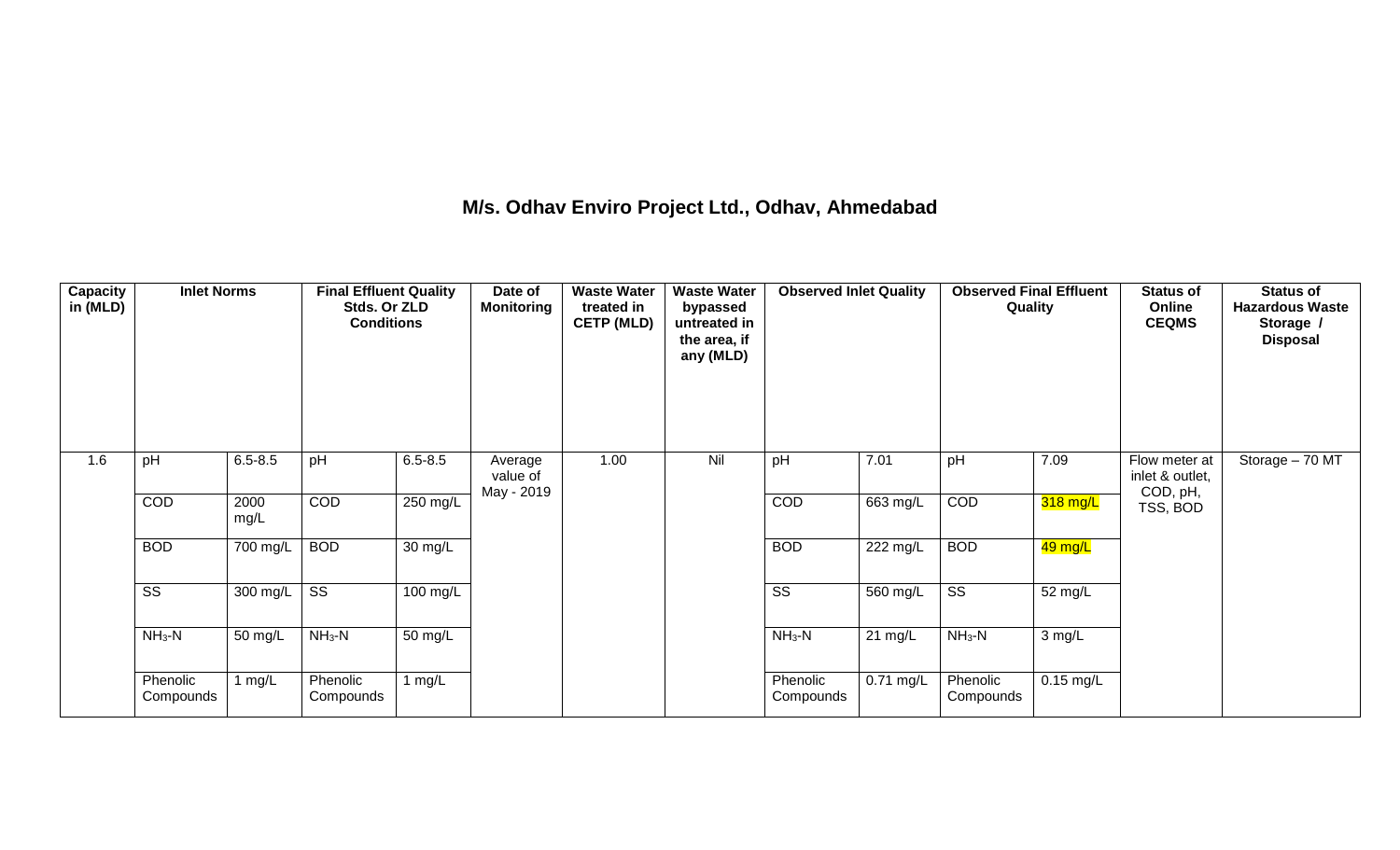# M/s. Odhav Enviro Project Ltd., Odhav, Ahmedabad

| Capacity in (MLD) | Inlet Norms | | Final Effluent Quality Stds. Or ZLD Conditions | | Date of Monitoring | Waste Water treated in CETP (MLD) | Waste Water bypassed untreated in the area, if any (MLD) | Observed Inlet Quality | | Observed Final Effluent Quality | | Status of Online CEQMS | Status of Hazardous Waste Storage / Disposal |
|---|---|---|---|---|---|---|---|---|---|---|---|---|---|
| 1.6 | pH | 6.5-8.5 | pH | 6.5-8.5 | Average value of May - 2019 | 1.00 | Nil | pH | 7.01 | pH | 7.09 | Flow meter at inlet & outlet, COD, pH, TSS, BOD | Storage – 70 MT |
| | COD | 2000 mg/L | COD | 250 mg/L | | | | COD | 663 mg/L | COD | 318 mg/L | | |
| | BOD | 700 mg/L | BOD | 30 mg/L | | | | BOD | 222 mg/L | BOD | 49 mg/L | | |
| | SS | 300 mg/L | SS | 100 mg/L | | | | SS | 560 mg/L | SS | 52 mg/L | | |
| | $NH_3$-N | 50 mg/L | $NH_3$-N | 50 mg/L | | | | $NH_3$-N | 21 mg/L | $NH_3$-N | 3 mg/L | | |
| | Phenolic Compounds | 1 mg/L | Phenolic Compounds | 1 mg/L | | | | Phenolic Compounds | 0.71 mg/L | Phenolic Compounds | 0.15 mg/L | | |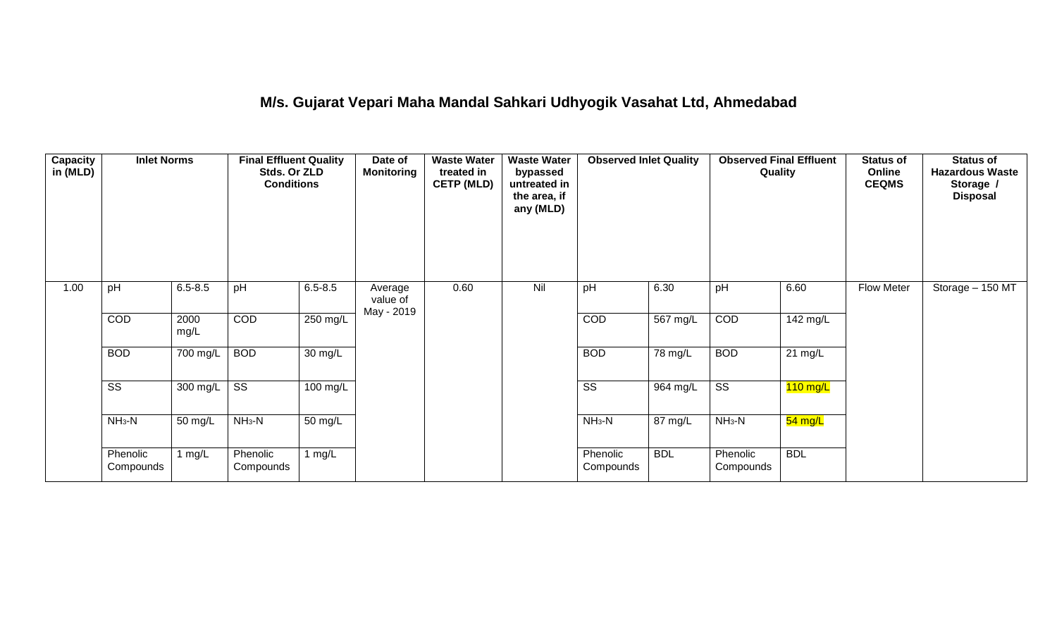# M/s. Gujarat Vepari Maha Mandal Sahkari Udhyogik Vasahat Ltd, Ahmedabad

| Capacity in (MLD) | Inlet Norms | | Final Effluent Quality Stds. Or ZLD Conditions | | Date of Monitoring | Waste Water treated in CETP (MLD) | Waste Water bypassed untreated in the area, if any (MLD) | Observed Inlet Quality | | Observed Final Effluent Quality | | Status of Online CEQMS | Status of Hazardous Waste Storage / Disposal |
|---|---|---|---|---|---|---|---|---|---|---|---|---|---|
| 1.00 | pH | 6.5-8.5 | pH | 6.5-8.5 | Average value of May - 2019 | 0.60 | Nil | pH | 6.30 | pH | 6.60 | Flow Meter | Storage – 150 MT |
| | COD | 2000 mg/L | COD | 250 mg/L | | | | COD | 567 mg/L | COD | 142 mg/L | | |
| | BOD | 700 mg/L | BOD | 30 mg/L | | | | BOD | 78 mg/L | BOD | 21 mg/L | | |
| | SS | 300 mg/L | SS | 100 mg/L | | | | SS | 964 mg/L | SS | 110 mg/L | | |
| | $NH_3$-N | 50 mg/L | $NH_3$-N | 50 mg/L | | | | $NH_3$-N | 87 mg/L | $NH_3$-N | 54 mg/L | | |
| | Phenolic Compounds | 1 mg/L | Phenolic Compounds | 1 mg/L | | | | Phenolic Compounds | BDL | Phenolic Compounds | BDL | | |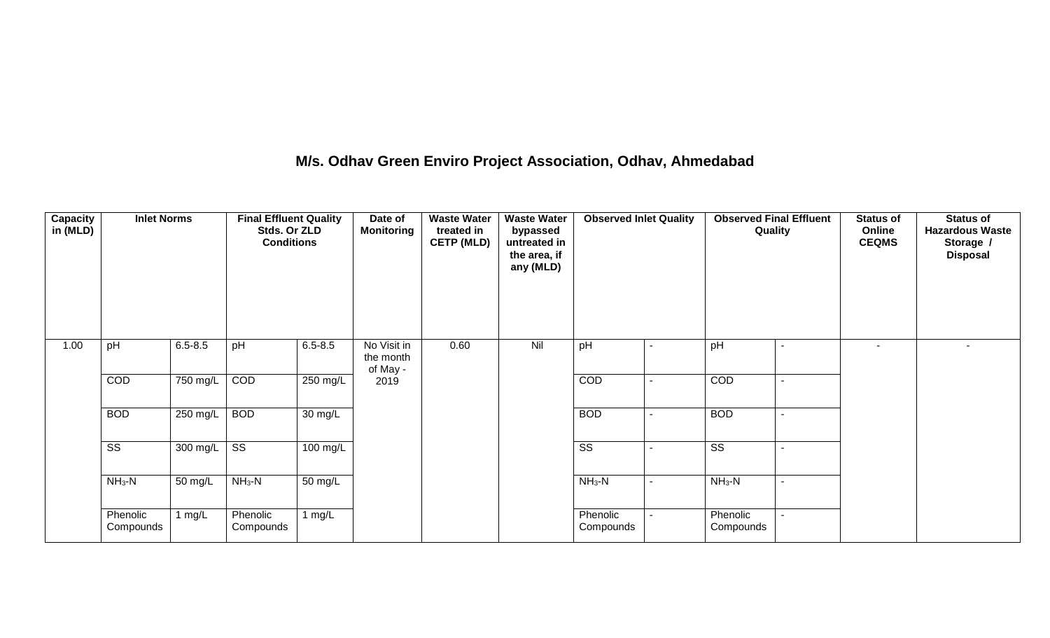## M/s. Odhav Green Enviro Project Association, Odhav, Ahmedabad

| Capacity in (MLD) | Inlet Norms | | Final Effluent Quality Stds. Or ZLD Conditions | | Date of Monitoring | Waste Water treated in CETP (MLD) | Waste Water bypassed untreated in the area, if any (MLD) | Observed Inlet Quality | | Observed Final Effluent Quality | | Status of Online CEQMS | Status of Hazardous Waste Storage / Disposal |
|---|---|---|---|---|---|---|---|---|---|---|---|---|---|
| 1.00 | pH | 6.5-8.5 | pH | 6.5-8.5 | No Visit in the month of May - 2019 | 0.60 | Nil | pH | - | pH | - | - | - |
| | COD | 750 mg/L | COD | 250 mg/L | | | | COD | - | COD | - | | |
| | BOD | 250 mg/L | BOD | 30 mg/L | | | | BOD | - | BOD | - | | |
| | SS | 300 mg/L | SS | 100 mg/L | | | | SS | - | SS | - | | |
| | $NH_3$-N | 50 mg/L | $NH_3$-N | 50 mg/L | | | | $NH_3$-N | - | $NH_3$-N | - | | |
| | Phenolic Compounds | 1 mg/L | Phenolic Compounds | 1 mg/L | | | | Phenolic Compounds | - | Phenolic Compounds | - | | |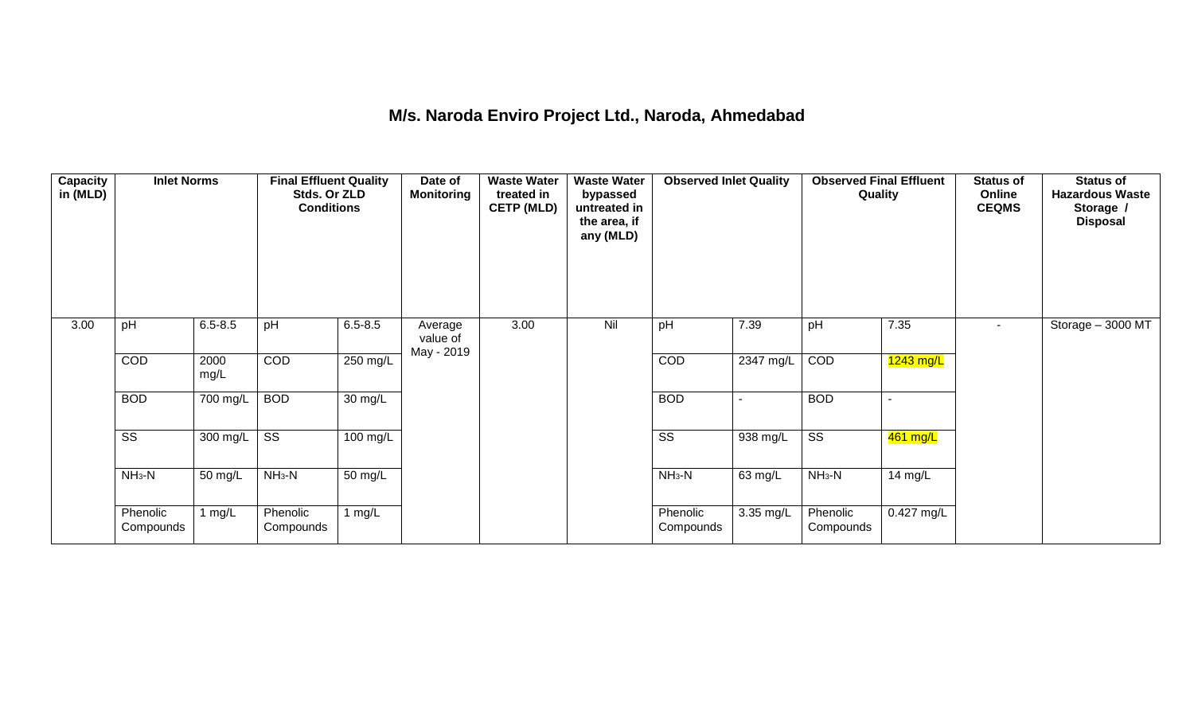# M/s. Naroda Enviro Project Ltd., Naroda, Ahmedabad

| Capacity in (MLD) | Inlet Norms | | Final Effluent Quality Stds. Or ZLD Conditions | | Date of Monitoring | Waste Water treated in CETP (MLD) | Waste Water bypassed untreated in the area, if any (MLD) | Observed Inlet Quality | | Observed Final Effluent Quality | | Status of Online CEQMS | Status of Hazardous Waste Storage / Disposal |
|---|---|---|---|---|---|---|---|---|---|---|---|---|---|
| 3.00 | pH | 6.5-8.5 | pH | 6.5-8.5 | Average value of May - 2019 | 3.00 | Nil | pH | 7.39 | pH | 7.35 | - | Storage – 3000 MT |
| | COD | 2000 mg/L | COD | 250 mg/L | | | | COD | 2347 mg/L | COD | 1243 mg/L | | |
| | BOD | 700 mg/L | BOD | 30 mg/L | | | | BOD | - | BOD | - | | |
| | SS | 300 mg/L | SS | 100 mg/L | | | | SS | 938 mg/L | SS | 461 mg/L | | |
| | $NH_3$-N | 50 mg/L | $NH_3$-N | 50 mg/L | | | | $NH_3$-N | 63 mg/L | $NH_3$-N | 14 mg/L | | |
| | Phenolic Compounds | 1 mg/L | Phenolic Compounds | 1 mg/L | | | | Phenolic Compounds | 3.35 mg/L | Phenolic Compounds | 0.427 mg/L | | |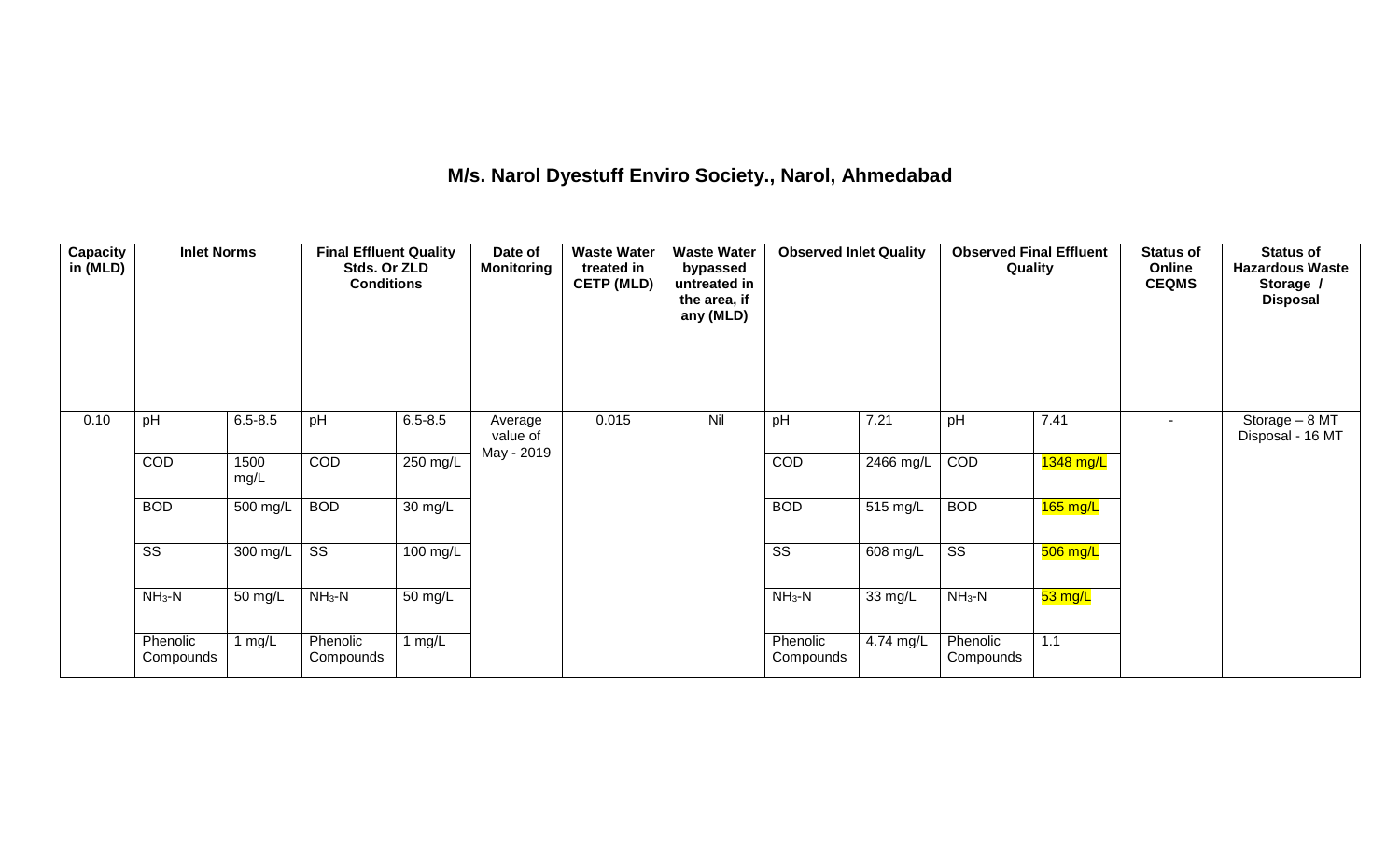# M/s. Narol Dyestuff Enviro Society., Narol, Ahmedabad

| Capacity in (MLD) | Inlet Norms | | Final Effluent Quality Stds. Or ZLD Conditions | | Date of Monitoring | Waste Water treated in CETP (MLD) | Waste Water bypassed untreated in the area, if any (MLD) | Observed Inlet Quality | | Observed Final Effluent Quality | | Status of Online CEQMS | Status of Hazardous Waste Storage / Disposal |
|---|---|---|---|---|---|---|---|---|---|---|---|---|---|
| 0.10 | pH | 6.5-8.5 | pH | 6.5-8.5 | Average value of May - 2019 | 0.015 | Nil | pH | 7.21 | pH | 7.41 | - | Storage – 8 MT Disposal - 16 MT |
| | COD | 1500 mg/L | COD | 250 mg/L | | | | COD | 2466 mg/L | COD | 1348 mg/L | | |
| | BOD | 500 mg/L | BOD | 30 mg/L | | | | BOD | 515 mg/L | BOD | 165 mg/L | | |
| | SS | 300 mg/L | SS | 100 mg/L | | | | SS | 608 mg/L | SS | 506 mg/L | | |
| | $NH_3$-N | 50 mg/L | $NH_3$-N | 50 mg/L | | | | $NH_3$-N | 33 mg/L | $NH_3$-N | 53 mg/L | | |
| | Phenolic Compounds | 1 mg/L | Phenolic Compounds | 1 mg/L | | | | Phenolic Compounds | 4.74 mg/L | Phenolic Compounds | 1.1 | | |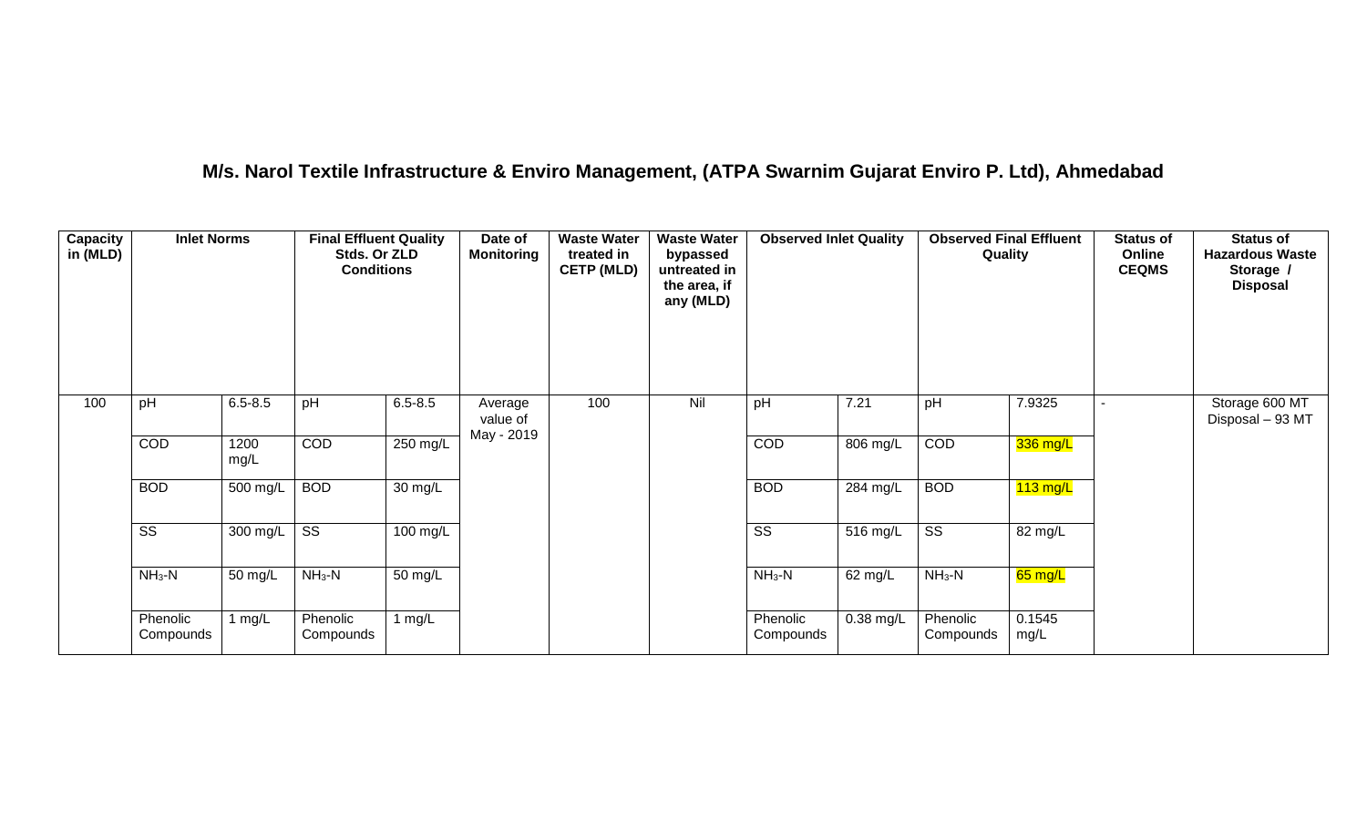# M/s. Narol Textile Infrastructure & Enviro Management, (ATPA Swarnim Gujarat Enviro P. Ltd), Ahmedabad

| Capacity in (MLD) | Inlet Norms | | Final Effluent Quality Stds. Or ZLD Conditions | | Date of Monitoring | Waste Water treated in CETP (MLD) | Waste Water bypassed untreated in the area, if any (MLD) | Observed Inlet Quality | | Observed Final Effluent Quality | | Status of Online CEQMS | Status of Hazardous Waste Storage / Disposal |
|---|---|---|---|---|---|---|---|---|---|---|---|---|---|
| 100 | pH | 6.5-8.5 | pH | 6.5-8.5 | Average value of May - 2019 | 100 | Nil | pH | 7.21 | pH | 7.9325 | - | Storage 600 MT Disposal – 93 MT |
| | COD | 1200 mg/L | COD | 250 mg/L | | | | COD | 806 mg/L | COD | 336 mg/L | | |
| | BOD | 500 mg/L | BOD | 30 mg/L | | | | BOD | 284 mg/L | BOD | 113 mg/L | | |
| | SS | 300 mg/L | SS | 100 mg/L | | | | SS | 516 mg/L | SS | 82 mg/L | | |
| | $NH_3$-N | 50 mg/L | $NH_3$-N | 50 mg/L | | | | $NH_3$-N | 62 mg/L | $NH_3$-N | 65 mg/L | | |
| | Phenolic Compounds | 1 mg/L | Phenolic Compounds | 1 mg/L | | | | Phenolic Compounds | 0.38 mg/L | Phenolic Compounds | 0.1545 mg/L | | |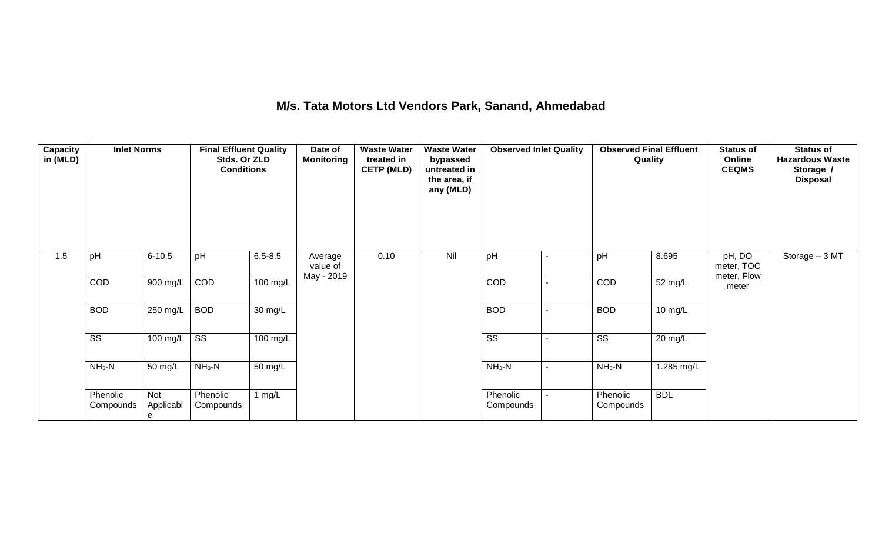## M/s. Tata Motors Ltd Vendors Park, Sanand, Ahmedabad

| Capacity in (MLD) | Inlet Norms | | Final Effluent Quality Stds. Or ZLD Conditions | | Date of Monitoring | Waste Water treated in CETP (MLD) | Waste Water bypassed untreated in the area, if any (MLD) | Observed Inlet Quality | | Observed Final Effluent Quality | | Status of Online CEQMS | Status of Hazardous Waste Storage / Disposal |
|---|---|---|---|---|---|---|---|---|---|---|---|---|---|
| 1.5 | pH | 6-10.5 | pH | 6.5-8.5 | Average value of May - 2019 | 0.10 | Nil | pH | - | pH | 8.695 | pH, DO meter, TOC meter, Flow meter | Storage – 3 MT |
| | COD | 900 mg/L | COD | 100 mg/L | | | | COD | - | COD | 52 mg/L | | |
| | BOD | 250 mg/L | BOD | 30 mg/L | | | | BOD | - | BOD | 10 mg/L | | |
| | SS | 100 mg/L | SS | 100 mg/L | | | | SS | - | SS | 20 mg/L | | |
| | $NH_3$-N | 50 mg/L | $NH_3$-N | 50 mg/L | | | | $NH_3$-N | - | $NH_3$-N | 1.285 mg/L | | |
| | Phenolic Compounds | Not Applicable | Phenolic Compounds | 1 mg/L | | | | Phenolic Compounds | - | Phenolic Compounds | BDL | | |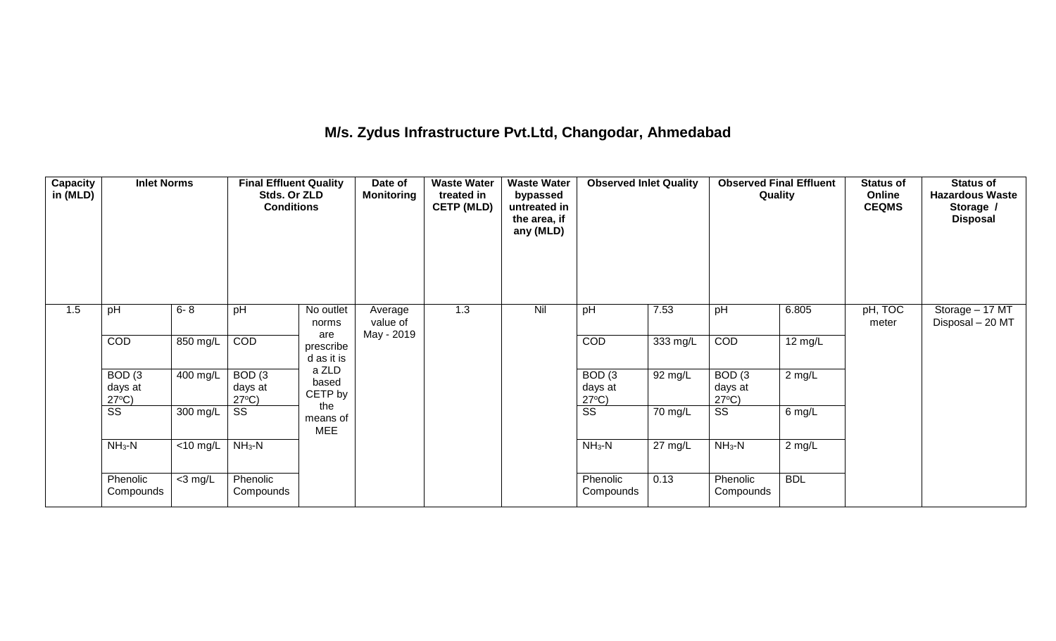## M/s. Zydus Infrastructure Pvt.Ltd, Changodar, Ahmedabad

| Capacity in (MLD) | Inlet Norms | | Final Effluent Quality Stds. Or ZLD Conditions | | Date of Monitoring | Waste Water treated in CETP (MLD) | Waste Water bypassed untreated in the area, if any (MLD) | Observed Inlet Quality | | Observed Final Effluent Quality | | Status of Online CEQMS | Status of Hazardous Waste Storage / Disposal |
|---|---|---|---|---|---|---|---|---|---|---|---|---|---|
| 1.5 | pH | 6- 8 | pH | No outlet norms are prescribed as it is a ZLD based CETP by the means of MEE | Average value of May - 2019 | 1.3 | Nil | pH | 7.53 | pH | 6.805 | pH, TOC meter | Storage – 17 MT Disposal – 20 MT |
| | COD | 850 mg/L | COD | | | | | COD | 333 mg/L | COD | 12 mg/L | | |
| | BOD (3 days at 27°C) | 400 mg/L | BOD (3 days at 27°C) | | | | | BOD (3 days at 27°C) | 92 mg/L | BOD (3 days at 27°C) | 2 mg/L | | |
| | SS | 300 mg/L | SS | | | | | SS | 70 mg/L | SS | 6 mg/L | | |
| | $NH_3$-N | <10 mg/L | $NH_3$-N | | | | | $NH_3$-N | 27 mg/L | $NH_3$-N | 2 mg/L | | |
| | Phenolic Compounds | <3 mg/L | Phenolic Compounds | | | | | Phenolic Compounds | 0.13 | Phenolic Compounds | BDL | | |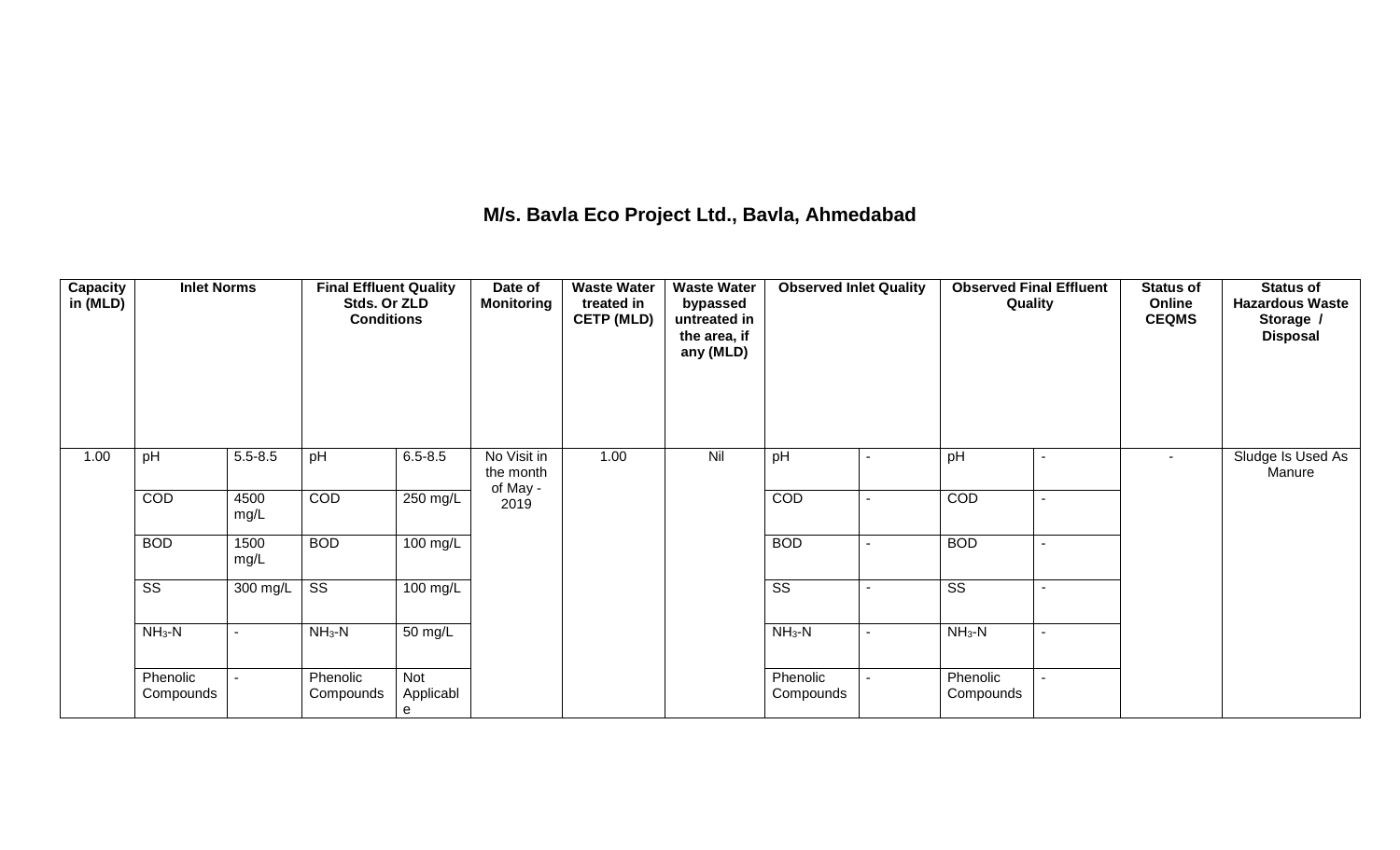## M/s. Bavla Eco Project Ltd., Bavla, Ahmedabad

| Capacity in (MLD) | Inlet Norms | | Final Effluent Quality Stds. Or ZLD Conditions | | Date of Monitoring | Waste Water treated in CETP (MLD) | Waste Water bypassed untreated in the area, if any (MLD) | Observed Inlet Quality | | Observed Final Effluent Quality | | Status of Online CEQMS | Status of Hazardous Waste Storage / Disposal |
|---|---|---|---|---|---|---|---|---|---|---|---|---|---|
| 1.00 | pH | 5.5-8.5 | pH | 6.5-8.5 | No Visit in the month of May - 2019 | 1.00 | Nil | pH | - | pH | - | - | Sludge Is Used As Manure |
| | COD | 4500 mg/L | COD | 250 mg/L | | | | COD | - | COD | - | | |
| | BOD | 1500 mg/L | BOD | 100 mg/L | | | | BOD | - | BOD | - | | |
| | SS | 300 mg/L | SS | 100 mg/L | | | | SS | - | SS | - | | |
| | $NH_3$-N | - | $NH_3$-N | 50 mg/L | | | | $NH_3$-N | - | $NH_3$-N | - | | |
| | Phenolic Compounds | - | Phenolic Compounds | Not Applicable | | | | Phenolic Compounds | - | Phenolic Compounds | - | | |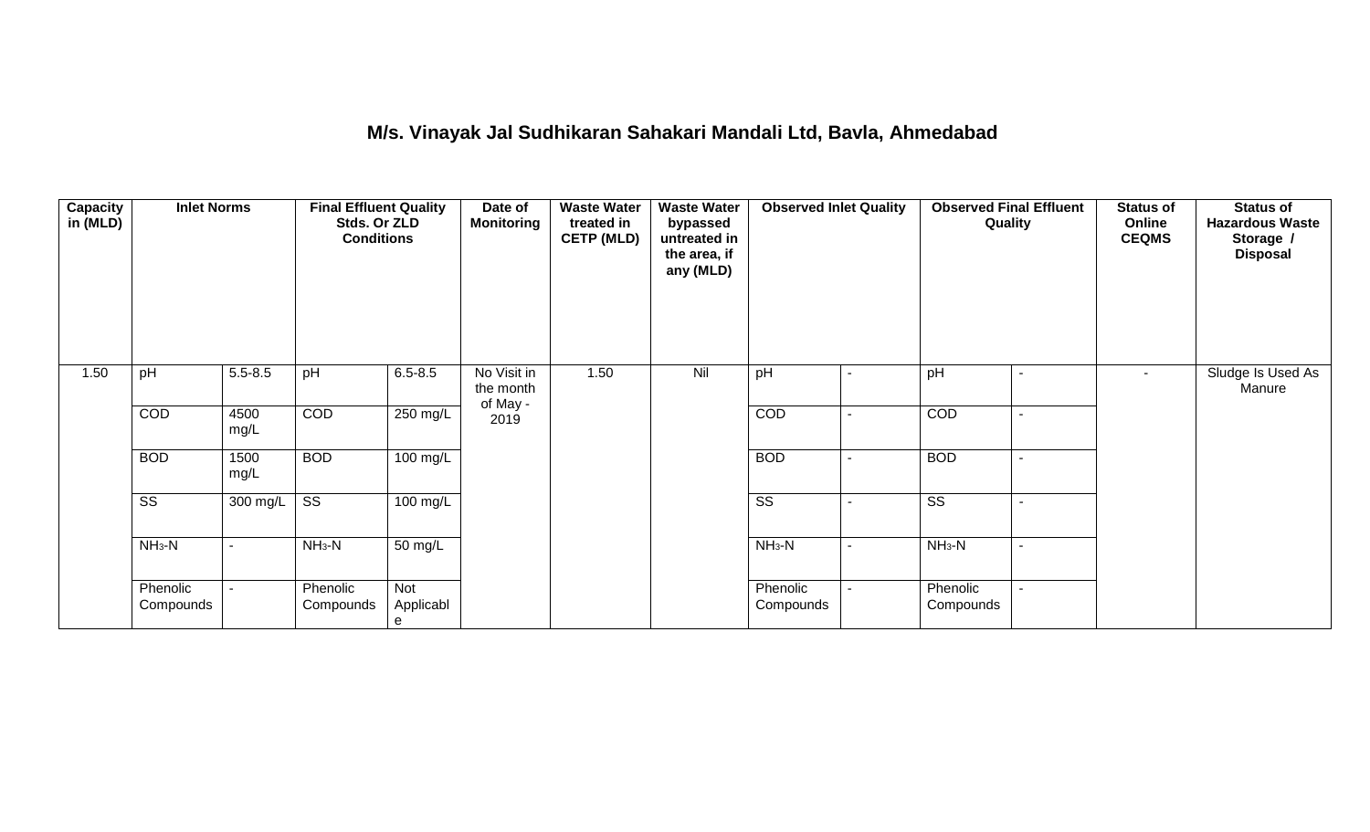## M/s. Vinayak Jal Sudhikaran Sahakari Mandali Ltd, Bavla, Ahmedabad

| Capacity in (MLD) | Inlet Norms | | Final Effluent Quality Stds. Or ZLD Conditions | | Date of Monitoring | Waste Water treated in CETP (MLD) | Waste Water bypassed untreated in the area, if any (MLD) | Observed Inlet Quality | | Observed Final Effluent Quality | | Status of Online CEQMS | Status of Hazardous Waste Storage / Disposal |
|---|---|---|---|---|---|---|---|---|---|---|---|---|---|
| 1.50 | pH | 5.5-8.5 | pH | 6.5-8.5 | No Visit in the month of May - 2019 | 1.50 | Nil | pH | - | pH | - | - | Sludge Is Used As Manure |
| | COD | 4500 mg/L | COD | 250 mg/L | | | | COD | - | COD | - | | |
| | BOD | 1500 mg/L | BOD | 100 mg/L | | | | BOD | - | BOD | - | | |
| | SS | 300 mg/L | SS | 100 mg/L | | | | SS | - | SS | - | | |
| | $NH_3$-N | - | $NH_3$-N | 50 mg/L | | | | $NH_3$-N | - | $NH_3$-N | - | | |
| | Phenolic Compounds | - | Phenolic Compounds | Not Applicable | | | | Phenolic Compounds | - | Phenolic Compounds | - | | |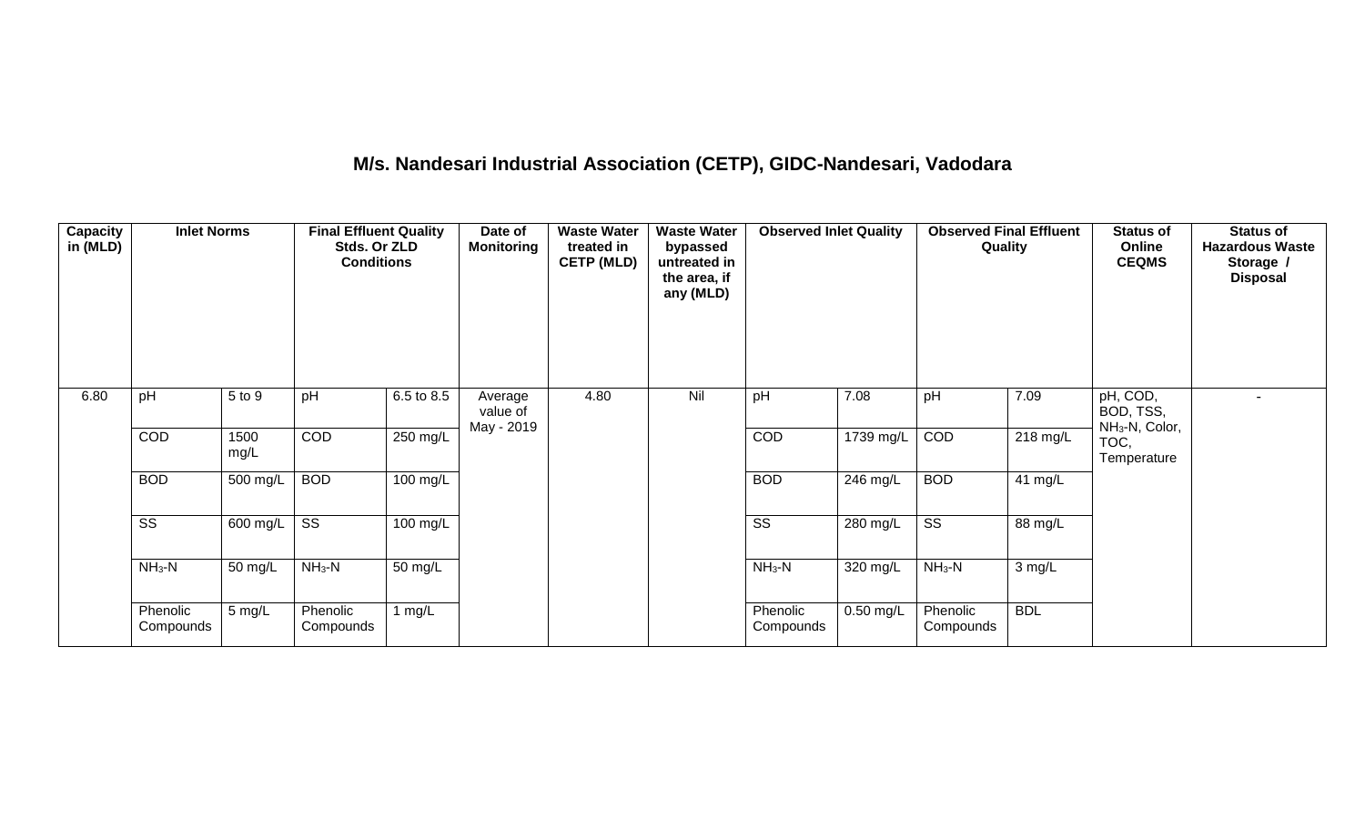# M/s. Nandesari Industrial Association (CETP), GIDC-Nandesari, Vadodara

| Capacity in (MLD) | Inlet Norms | | Final Effluent Quality Stds. Or ZLD Conditions | | Date of Monitoring | Waste Water treated in CETP (MLD) | Waste Water bypassed untreated in the area, if any (MLD) | Observed Inlet Quality | | Observed Final Effluent Quality | | Status of Online CEQMS | Status of Hazardous Waste Storage / Disposal |
|---|---|---|---|---|---|---|---|---|---|---|---|---|---|
| 6.80 | pH | 5 to 9 | pH | 6.5 to 8.5 | Average value of May - 2019 | 4.80 | Nil | pH | 7.08 | pH | 7.09 | pH, COD, BOD, TSS, $NH_3$-N, Color, TOC, Temperature | - |
| | COD | 1500 mg/L | COD | 250 mg/L | | | | COD | 1739 mg/L | COD | 218 mg/L | | |
| | BOD | 500 mg/L | BOD | 100 mg/L | | | | BOD | 246 mg/L | BOD | 41 mg/L | | |
| | SS | 600 mg/L | SS | 100 mg/L | | | | SS | 280 mg/L | SS | 88 mg/L | | |
| | $NH_3$-N | 50 mg/L | $NH_3$-N | 50 mg/L | | | | $NH_3$-N | 320 mg/L | $NH_3$-N | 3 mg/L | | |
| | Phenolic Compounds | 5 mg/L | Phenolic Compounds | 1 mg/L | | | | Phenolic Compounds | 0.50 mg/L | Phenolic Compounds | BDL | | |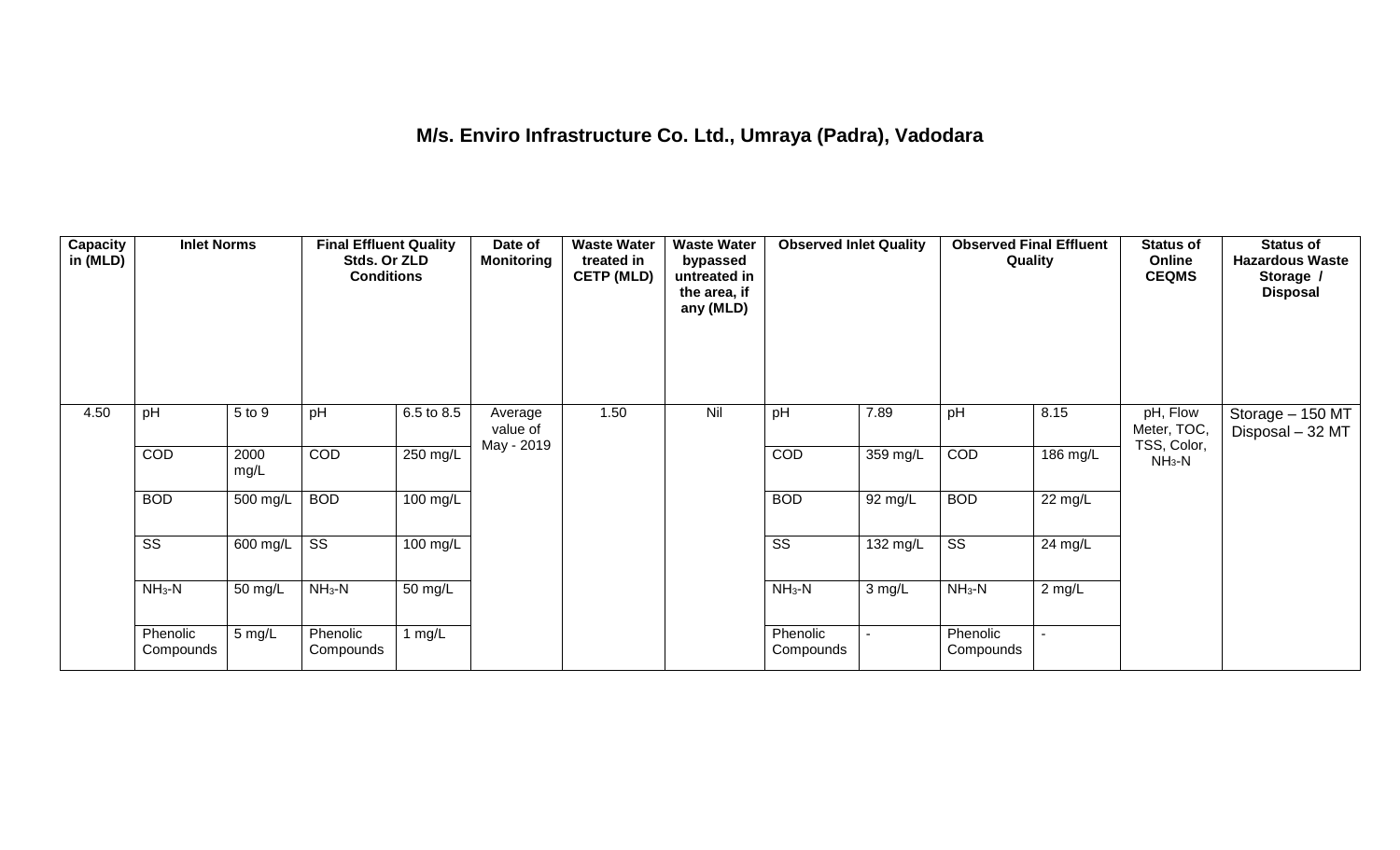# M/s. Enviro Infrastructure Co. Ltd., Umraya (Padra), Vadodara

| Capacity in (MLD) | Inlet Norms | | Final Effluent Quality Stds. Or ZLD Conditions | | Date of Monitoring | Waste Water treated in CETP (MLD) | Waste Water bypassed untreated in the area, if any (MLD) | Observed Inlet Quality | | Observed Final Effluent Quality | | Status of Online CEQMS | Status of Hazardous Waste Storage / Disposal |
|---|---|---|---|---|---|---|---|---|---|---|---|---|---|
| 4.50 | pH | 5 to 9 | pH | 6.5 to 8.5 | Average value of May - 2019 | 1.50 | Nil | pH | 7.89 | pH | 8.15 | pH, Flow Meter, TOC, TSS, Color, $NH_3$-N | Storage – 150 MT Disposal – 32 MT |
| | COD | 2000 mg/L | COD | 250 mg/L | | | | COD | 359 mg/L | COD | 186 mg/L | | |
| | BOD | 500 mg/L | BOD | 100 mg/L | | | | BOD | 92 mg/L | BOD | 22 mg/L | | |
| | SS | 600 mg/L | SS | 100 mg/L | | | | SS | 132 mg/L | SS | 24 mg/L | | |
| | $NH_3$-N | 50 mg/L | $NH_3$-N | 50 mg/L | | | | $NH_3$-N | 3 mg/L | $NH_3$-N | 2 mg/L | | |
| | Phenolic Compounds | 5 mg/L | Phenolic Compounds | 1 mg/L | | | | Phenolic Compounds | - | Phenolic Compounds | - | | |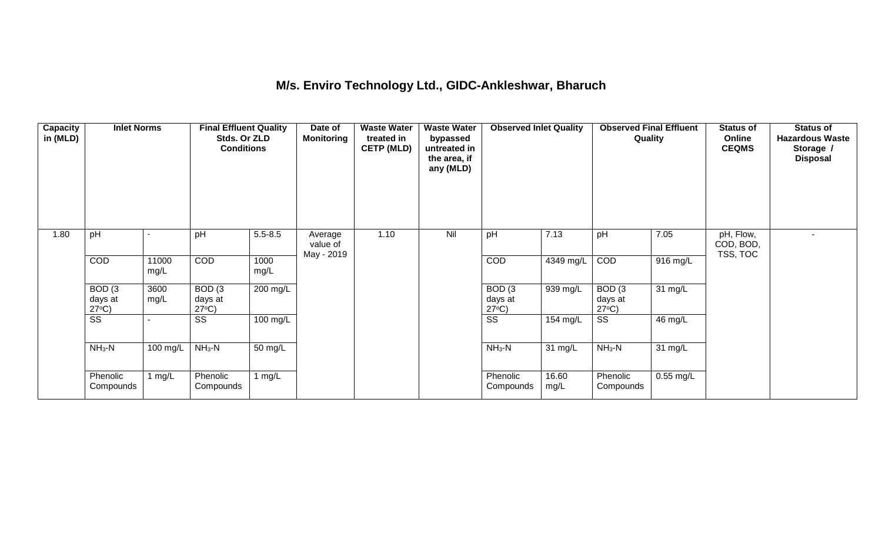## M/s. Enviro Technology Ltd., GIDC-Ankleshwar, Bharuch

| Capacity in (MLD) | Inlet Norms | | Final Effluent Quality Stds. Or ZLD Conditions | | Date of Monitoring | Waste Water treated in CETP (MLD) | Waste Water bypassed untreated in the area, if any (MLD) | Observed Inlet Quality | | Observed Final Effluent Quality | | Status of Online CEQMS | Status of Hazardous Waste Storage / Disposal |
|---|---|---|---|---|---|---|---|---|---|---|---|---|---|
| 1.80 | pH | - | pH | 5.5-8.5 | Average value of May - 2019 | 1.10 | Nil | pH | 7.13 | pH | 7.05 | pH, Flow, COD, BOD, TSS, TOC | - |
| | COD | 11000 mg/L | COD | 1000 mg/L | | | | COD | 4349 mg/L | COD | 916 mg/L | | |
| | BOD (3 days at 27°C) | 3600 mg/L | BOD (3 days at 27°C) | 200 mg/L | | | | BOD (3 days at 27°C) | 939 mg/L | BOD (3 days at 27°C) | 31 mg/L | | |
| | SS | - | SS | 100 mg/L | | | | SS | 154 mg/L | SS | 46 mg/L | | |
| | $NH_3$-N | 100 mg/L | $NH_3$-N | 50 mg/L | | | | $NH_3$-N | 31 mg/L | $NH_3$-N | 31 mg/L | | |
| | Phenolic Compounds | 1 mg/L | Phenolic Compounds | 1 mg/L | | | | Phenolic Compounds | 16.60 mg/L | Phenolic Compounds | 0.55 mg/L | | |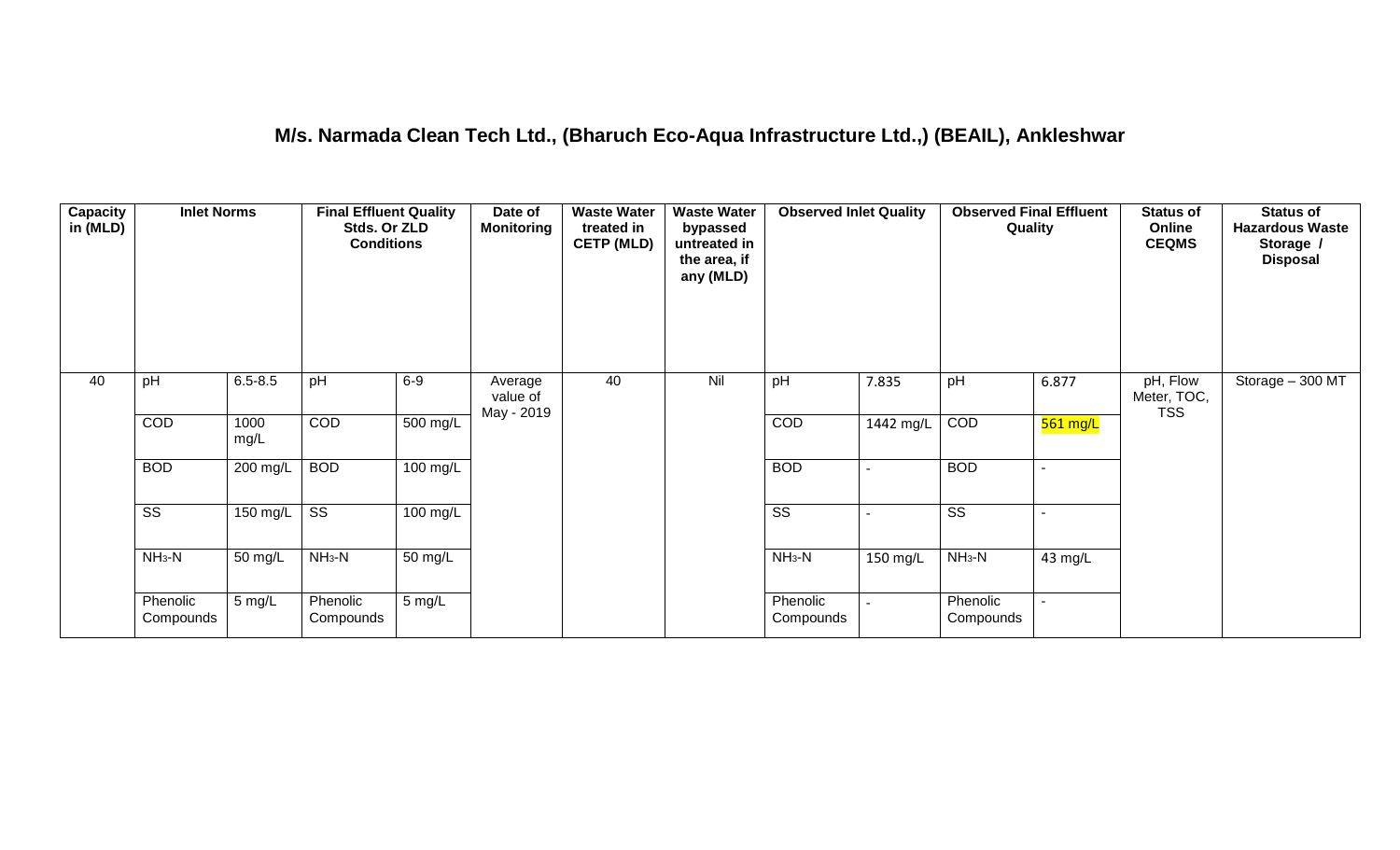# M/s. Narmada Clean Tech Ltd., (Bharuch Eco-Aqua Infrastructure Ltd.,) (BEAIL), Ankleshwar

| Capacity in (MLD) | Inlet Norms | | Final Effluent Quality Stds. Or ZLD Conditions | | Date of Monitoring | Waste Water treated in CETP (MLD) | Waste Water bypassed untreated in the area, if any (MLD) | Observed Inlet Quality | | Observed Final Effluent Quality | | Status of Online CEQMS | Status of Hazardous Waste Storage / Disposal |
|---|---|---|---|---|---|---|---|---|---|---|---|---|---|
| 40 | pH | 6.5-8.5 | pH | 6-9 | Average value of May - 2019 | 40 | Nil | pH | 7.835 | pH | 6.877 | pH, Flow Meter, TOC, TSS | Storage – 300 MT |
| | COD | 1000 mg/L | COD | 500 mg/L | | | | COD | 1442 mg/L | COD | 561 mg/L | | |
| | BOD | 200 mg/L | BOD | 100 mg/L | | | | BOD | - | BOD | - | | |
| | SS | 150 mg/L | SS | 100 mg/L | | | | SS | - | SS | - | | |
| | $NH_3$-N | 50 mg/L | $NH_3$-N | 50 mg/L | | | | $NH_3$-N | 150 mg/L | $NH_3$-N | 43 mg/L | | |
| | Phenolic Compounds | 5 mg/L | Phenolic Compounds | 5 mg/L | | | | Phenolic Compounds | - | Phenolic Compounds | - | | |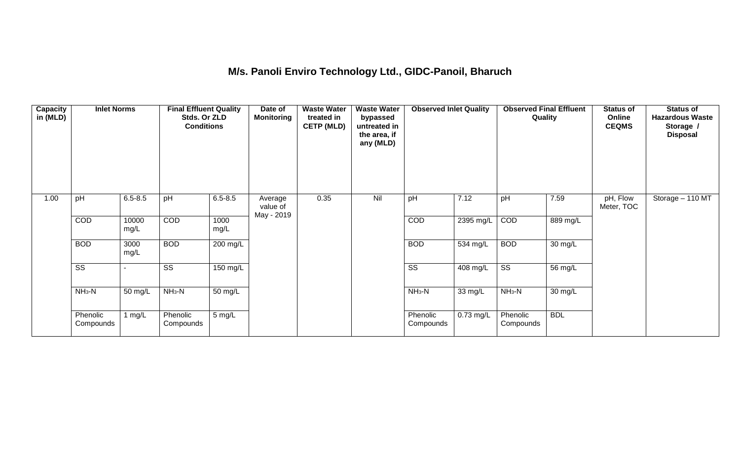# M/s. Panoli Enviro Technology Ltd., GIDC-Panoil, Bharuch

| Capacity in (MLD) | Inlet Norms | | Final Effluent Quality Stds. Or ZLD Conditions | | Date of Monitoring | Waste Water treated in CETP (MLD) | Waste Water bypassed untreated in the area, if any (MLD) | Observed Inlet Quality | | Observed Final Effluent Quality | | Status of Online CEQMS | Status of Hazardous Waste Storage / Disposal |
|---|---|---|---|---|---|---|---|---|---|---|---|---|---|
| 1.00 | pH | 6.5-8.5 | pH | 6.5-8.5 | Average value of May - 2019 | 0.35 | Nil | pH | 7.12 | pH | 7.59 | pH, Flow Meter, TOC | Storage – 110 MT |
| | COD | 10000 mg/L | COD | 1000 mg/L | | | | COD | 2395 mg/L | COD | 889 mg/L | | |
| | BOD | 3000 mg/L | BOD | 200 mg/L | | | | BOD | 534 mg/L | BOD | 30 mg/L | | |
| | SS | - | SS | 150 mg/L | | | | SS | 408 mg/L | SS | 56 mg/L | | |
| | $NH_3$-N | 50 mg/L | $NH_3$-N | 50 mg/L | | | | $NH_3$-N | 33 mg/L | $NH_3$-N | 30 mg/L | | |
| | Phenolic Compounds | 1 mg/L | Phenolic Compounds | 5 mg/L | | | | Phenolic Compounds | 0.73 mg/L | Phenolic Compounds | BDL | | |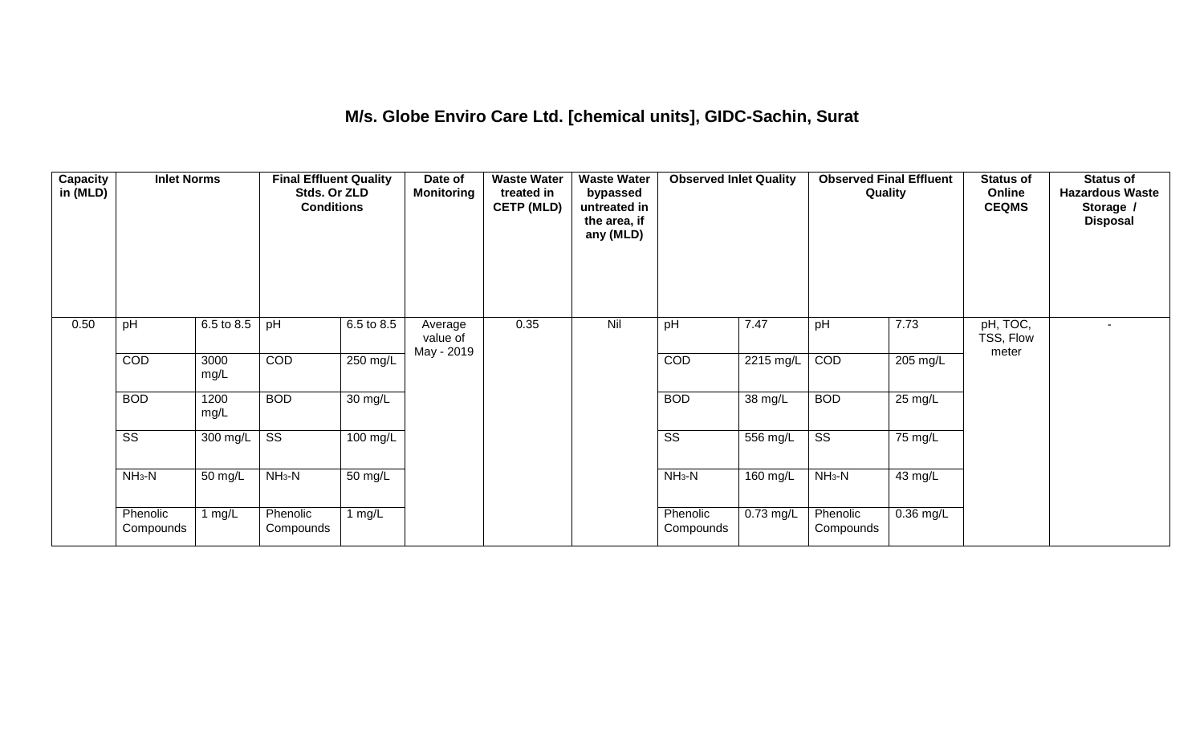## M/s. Globe Enviro Care Ltd. [chemical units], GIDC-Sachin, Surat

| Capacity in (MLD) | Inlet Norms | | Final Effluent Quality Stds. Or ZLD Conditions | | Date of Monitoring | Waste Water treated in CETP (MLD) | Waste Water bypassed untreated in the area, if any (MLD) | Observed Inlet Quality | | Observed Final Effluent Quality | | Status of Online CEQMS | Status of Hazardous Waste Storage / Disposal |
|---|---|---|---|---|---|---|---|---|---|---|---|---|---|
| 0.50 | pH | 6.5 to 8.5 | pH | 6.5 to 8.5 | Average value of May - 2019 | 0.35 | Nil | pH | 7.47 | pH | 7.73 | pH, TOC, TSS, Flow meter | - |
| | COD | 3000 mg/L | COD | 250 mg/L | | | | COD | 2215 mg/L | COD | 205 mg/L | | |
| | BOD | 1200 mg/L | BOD | 30 mg/L | | | | BOD | 38 mg/L | BOD | 25 mg/L | | |
| | SS | 300 mg/L | SS | 100 mg/L | | | | SS | 556 mg/L | SS | 75 mg/L | | |
| | $NH_3$-N | 50 mg/L | $NH_3$-N | 50 mg/L | | | | $NH_3$-N | 160 mg/L | $NH_3$-N | 43 mg/L | | |
| | Phenolic Compounds | 1 mg/L | Phenolic Compounds | 1 mg/L | | | | Phenolic Compounds | 0.73 mg/L | Phenolic Compounds | 0.36 mg/L | | |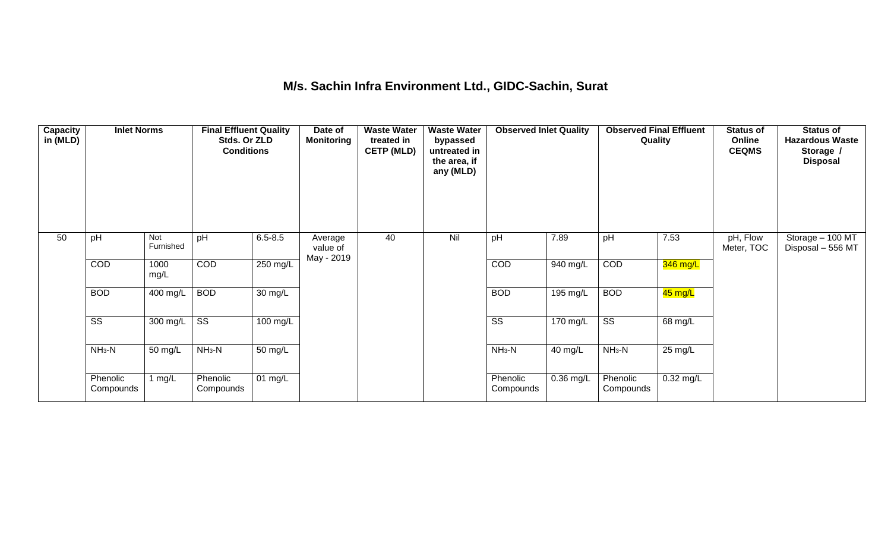# M/s. Sachin Infra Environment Ltd., GIDC-Sachin, Surat

| Capacity in (MLD) | Inlet Norms | | Final Effluent Quality Stds. Or ZLD Conditions | | Date of Monitoring | Waste Water treated in CETP (MLD) | Waste Water bypassed untreated in the area, if any (MLD) | Observed Inlet Quality | | Observed Final Effluent Quality | | Status of Online CEQMS | Status of Hazardous Waste Storage / Disposal |
|---|---|---|---|---|---|---|---|---|---|---|---|---|---|
| 50 | pH | Not Furnished | pH | 6.5-8.5 | Average value of May - 2019 | 40 | Nil | pH | 7.89 | pH | 7.53 | pH, Flow Meter, TOC | Storage – 100 MT Disposal – 556 MT |
| | COD | 1000 mg/L | COD | 250 mg/L | | | | COD | 940 mg/L | COD | 346 mg/L | | |
| | BOD | 400 mg/L | BOD | 30 mg/L | | | | BOD | 195 mg/L | BOD | 45 mg/L | | |
| | SS | 300 mg/L | SS | 100 mg/L | | | | SS | 170 mg/L | SS | 68 mg/L | | |
| | $NH_3$-N | 50 mg/L | $NH_3$-N | 50 mg/L | | | | $NH_3$-N | 40 mg/L | $NH_3$-N | 25 mg/L | | |
| | Phenolic Compounds | 1 mg/L | Phenolic Compounds | 01 mg/L | | | | Phenolic Compounds | 0.36 mg/L | Phenolic Compounds | 0.32 mg/L | | |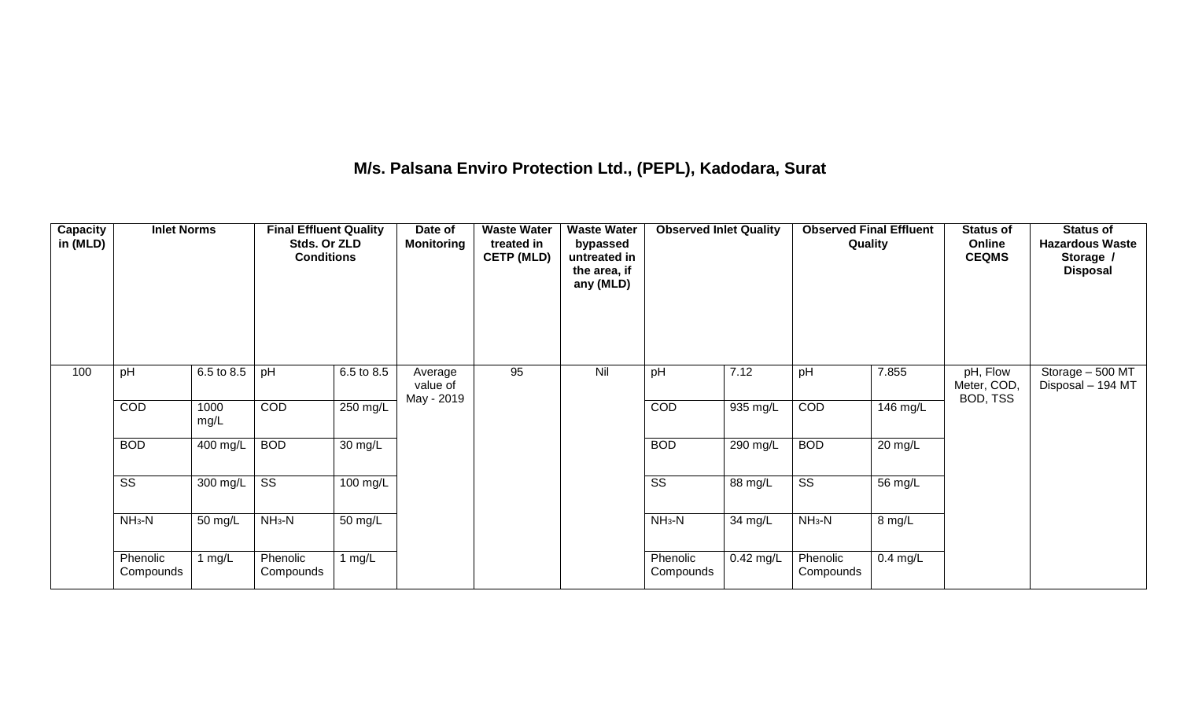# M/s. Palsana Enviro Protection Ltd., (PEPL), Kadodara, Surat

| Capacity in (MLD) | Inlet Norms | | Final Effluent Quality Stds. Or ZLD Conditions | | Date of Monitoring | Waste Water treated in CETP (MLD) | Waste Water bypassed untreated in the area, if any (MLD) | Observed Inlet Quality | | Observed Final Effluent Quality | | Status of Online CEQMS | Status of Hazardous Waste Storage / Disposal |
|---|---|---|---|---|---|---|---|---|---|---|---|---|---|
| 100 | pH | 6.5 to 8.5 | pH | 6.5 to 8.5 | Average value of May - 2019 | 95 | Nil | pH | 7.12 | pH | 7.855 | pH, Flow Meter, COD, BOD, TSS | Storage – 500 MT Disposal – 194 MT |
| | COD | 1000 mg/L | COD | 250 mg/L | | | | COD | 935 mg/L | COD | 146 mg/L | | |
| | BOD | 400 mg/L | BOD | 30 mg/L | | | | BOD | 290 mg/L | BOD | 20 mg/L | | |
| | SS | 300 mg/L | SS | 100 mg/L | | | | SS | 88 mg/L | SS | 56 mg/L | | |
| | $NH_3$-N | 50 mg/L | $NH_3$-N | 50 mg/L | | | | $NH_3$-N | 34 mg/L | $NH_3$-N | 8 mg/L | | |
| | Phenolic Compounds | 1 mg/L | Phenolic Compounds | 1 mg/L | | | | Phenolic Compounds | 0.42 mg/L | Phenolic Compounds | 0.4 mg/L | | |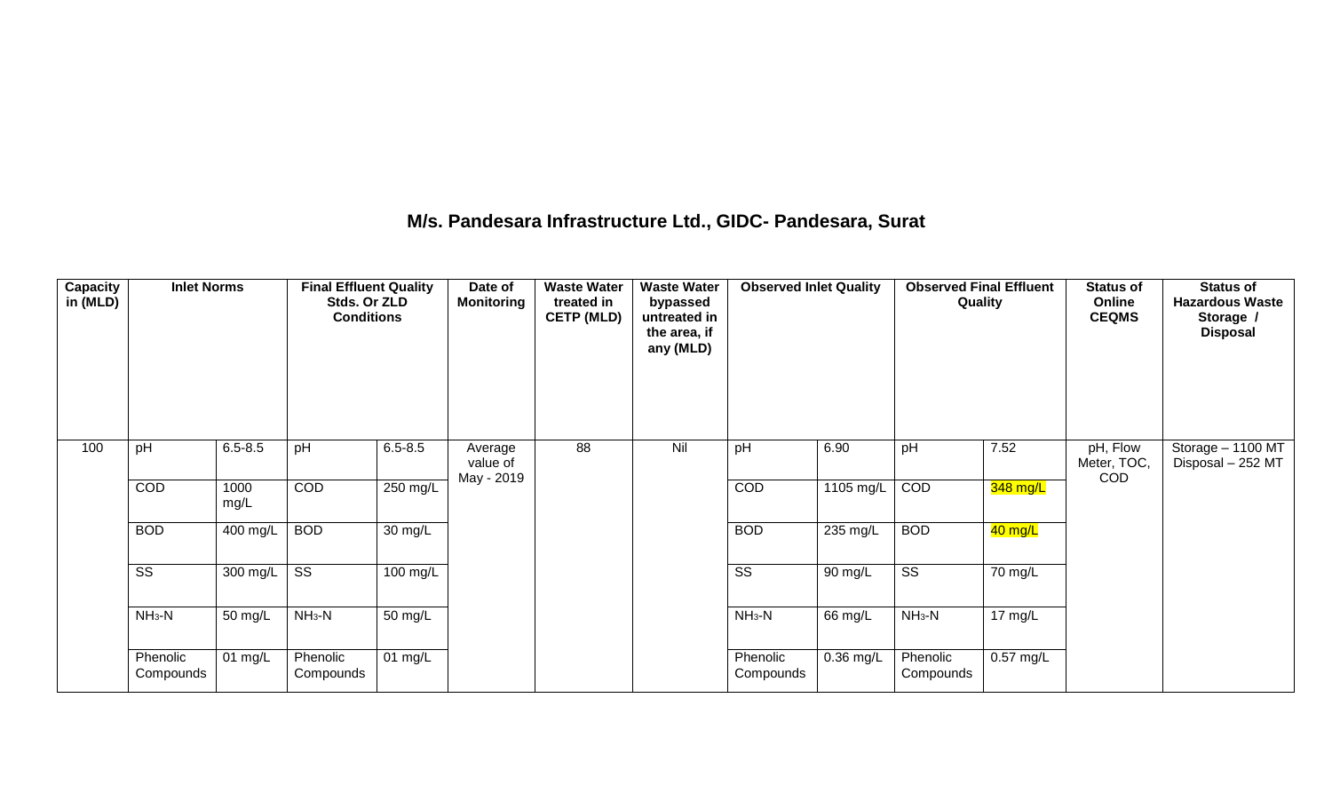## M/s. Pandesara Infrastructure Ltd., GIDC- Pandesara, Surat

| Capacity in (MLD) | Inlet Norms | | Final Effluent Quality Stds. Or ZLD Conditions | | Date of Monitoring | Waste Water treated in CETP (MLD) | Waste Water bypassed untreated in the area, if any (MLD) | Observed Inlet Quality | | Observed Final Effluent Quality | | Status of Online CEQMS | Status of Hazardous Waste Storage / Disposal |
|---|---|---|---|---|---|---|---|---|---|---|---|---|---|
| 100 | pH | 6.5-8.5 | pH | 6.5-8.5 | Average value of May - 2019 | 88 | Nil | pH | 6.90 | pH | 7.52 | pH, Flow Meter, TOC, COD | Storage – 1100 MT Disposal – 252 MT |
| | COD | 1000 mg/L | COD | 250 mg/L | | | | COD | 1105 mg/L | COD | 348 mg/L | | |
| | BOD | 400 mg/L | BOD | 30 mg/L | | | | BOD | 235 mg/L | BOD | 40 mg/L | | |
| | SS | 300 mg/L | SS | 100 mg/L | | | | SS | 90 mg/L | SS | 70 mg/L | | |
| | $NH_3$-N | 50 mg/L | $NH_3$-N | 50 mg/L | | | | $NH_3$-N | 66 mg/L | $NH_3$-N | 17 mg/L | | |
| | Phenolic Compounds | 01 mg/L | Phenolic Compounds | 01 mg/L | | | | Phenolic Compounds | 0.36 mg/L | Phenolic Compounds | 0.57 mg/L | | |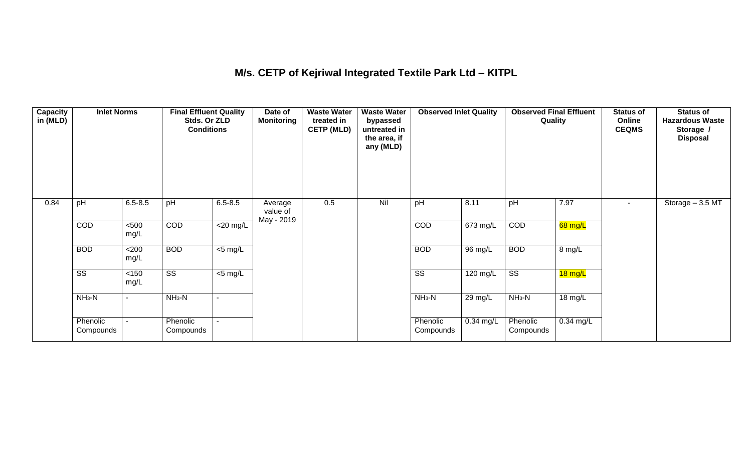## M/s. CETP of Kejriwal Integrated Textile Park Ltd – KITPL

| Capacity in (MLD) | Inlet Norms | | Final Effluent Quality Stds. Or ZLD Conditions | | Date of Monitoring | Waste Water treated in CETP (MLD) | Waste Water bypassed untreated in the area, if any (MLD) | Observed Inlet Quality | | Observed Final Effluent Quality | | Status of Online CEQMS | Status of Hazardous Waste Storage / Disposal |
|---|---|---|---|---|---|---|---|---|---|---|---|---|---|
| 0.84 | pH | 6.5-8.5 | pH | 6.5-8.5 | Average value of May - 2019 | 0.5 | Nil | pH | 8.11 | pH | 7.97 | - | Storage – 3.5 MT |
| | COD | <500 mg/L | COD | <20 mg/L | | | | COD | 673 mg/L | COD | 68 mg/L | | |
| | BOD | <200 mg/L | BOD | <5 mg/L | | | | BOD | 96 mg/L | BOD | 8 mg/L | | |
| | SS | <150 mg/L | SS | <5 mg/L | | | | SS | 120 mg/L | SS | 18 mg/L | | |
| | $NH_3$-N | - | $NH_3$-N | - | | | | $NH_3$-N | 29 mg/L | $NH_3$-N | 18 mg/L | | |
| | Phenolic Compounds | - | Phenolic Compounds | - | | | | Phenolic Compounds | 0.34 mg/L | Phenolic Compounds | 0.34 mg/L | | |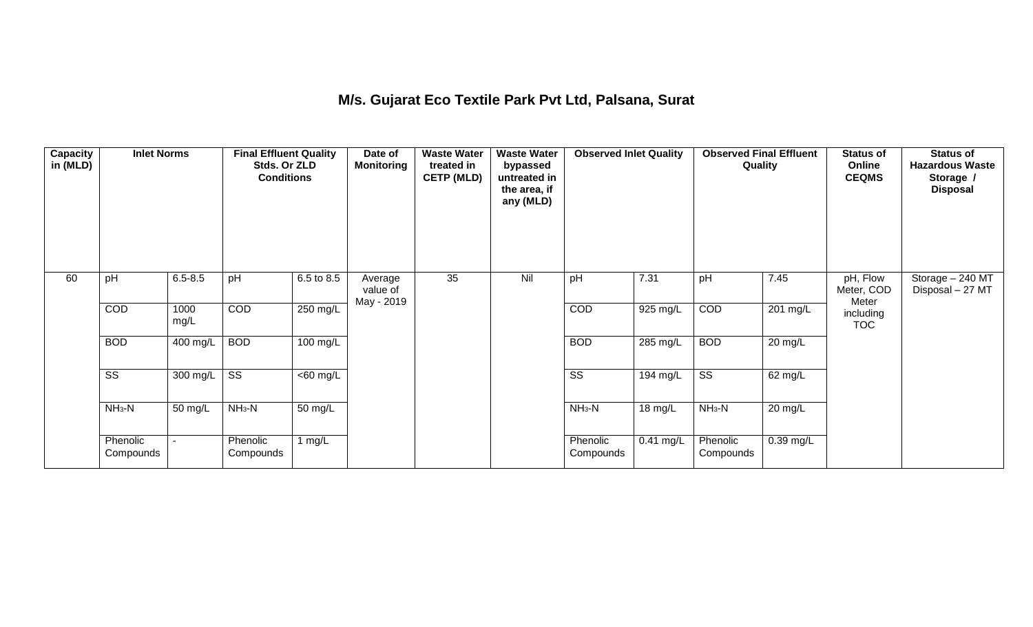# M/s. Gujarat Eco Textile Park Pvt Ltd, Palsana, Surat

| Capacity in (MLD) | Inlet Norms | | Final Effluent Quality Stds. Or ZLD Conditions | | Date of Monitoring | Waste Water treated in CETP (MLD) | Waste Water bypassed untreated in the area, if any (MLD) | Observed Inlet Quality | | Observed Final Effluent Quality | | Status of Online CEQMS | Status of Hazardous Waste Storage / Disposal |
|---|---|---|---|---|---|---|---|---|---|---|---|---|---|
| 60 | pH | 6.5-8.5 | pH | 6.5 to 8.5 | Average value of May - 2019 | 35 | Nil | pH | 7.31 | pH | 7.45 | pH, Flow Meter, COD Meter including TOC | Storage – 240 MT Disposal – 27 MT |
| | COD | 1000 mg/L | COD | 250 mg/L | | | | COD | 925 mg/L | COD | 201 mg/L | | |
| | BOD | 400 mg/L | BOD | 100 mg/L | | | | BOD | 285 mg/L | BOD | 20 mg/L | | |
| | SS | 300 mg/L | SS | <60 mg/L | | | | SS | 194 mg/L | SS | 62 mg/L | | |
| | $NH_3$-N | 50 mg/L | $NH_3$-N | 50 mg/L | | | | $NH_3$-N | 18 mg/L | $NH_3$-N | 20 mg/L | | |
| | Phenolic Compounds | - | Phenolic Compounds | 1 mg/L | | | | Phenolic Compounds | 0.41 mg/L | Phenolic Compounds | 0.39 mg/L | | |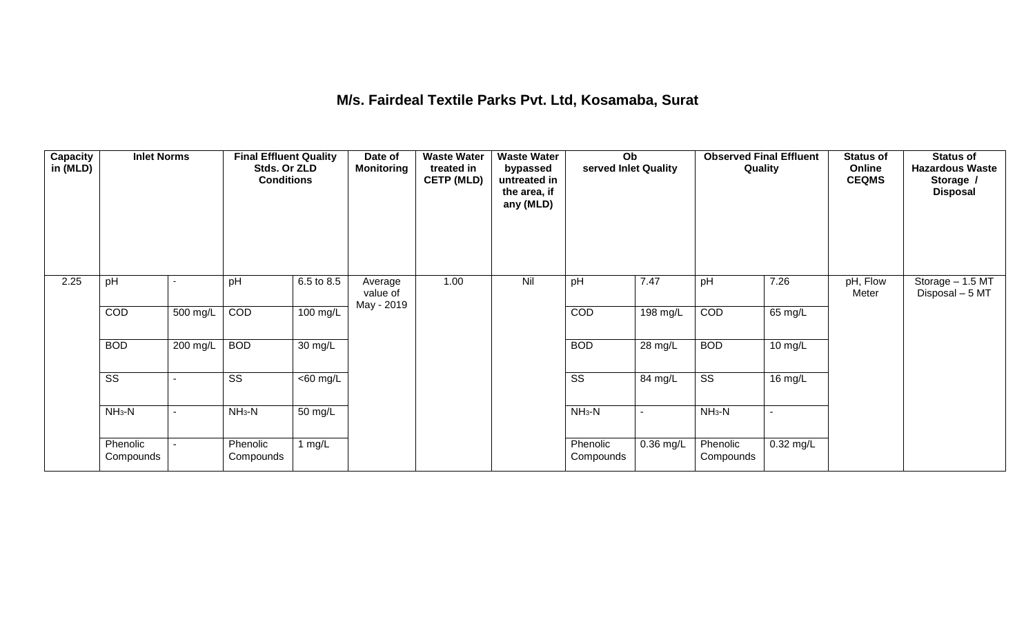## M/s. Fairdeal Textile Parks Pvt. Ltd, Kosamaba, Surat

| Capacity in (MLD) | Inlet Norms | | Final Effluent Quality Stds. Or ZLD Conditions | | Date of Monitoring | Waste Water treated in CETP (MLD) | Waste Water bypassed untreated in the area, if any (MLD) | Observed Inlet Quality | | Observed Final Effluent Quality | | Status of Online CEQMS | Status of Hazardous Waste Storage / Disposal |
|---|---|---|---|---|---|---|---|---|---|---|---|---|---|
| 2.25 | pH | - | pH | 6.5 to 8.5 | Average value of May - 2019 | 1.00 | Nil | pH | 7.47 | pH | 7.26 | pH, Flow Meter | Storage – 1.5 MT Disposal – 5 MT |
| | COD | 500 mg/L | COD | 100 mg/L | | | | COD | 198 mg/L | COD | 65 mg/L | | |
| | BOD | 200 mg/L | BOD | 30 mg/L | | | | BOD | 28 mg/L | BOD | 10 mg/L | | |
| | SS | - | SS | <60 mg/L | | | | SS | 84 mg/L | SS | 16 mg/L | | |
| | $NH_3$-N | - | $NH_3$-N | 50 mg/L | | | | $NH_3$-N | - | $NH_3$-N | - | | |
| | Phenolic Compounds | - | Phenolic Compounds | 1 mg/L | | | | Phenolic Compounds | 0.36 mg/L | Phenolic Compounds | 0.32 mg/L | | |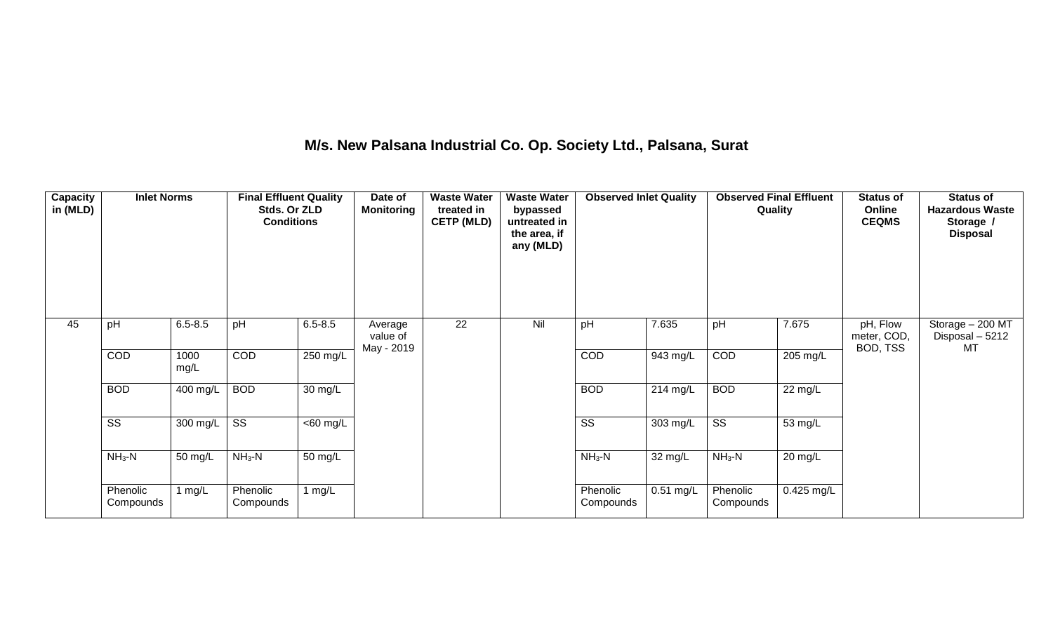## M/s. New Palsana Industrial Co. Op. Society Ltd., Palsana, Surat

| Capacity in (MLD) | Inlet Norms | | Final Effluent Quality Stds. Or ZLD Conditions | | Date of Monitoring | Waste Water treated in CETP (MLD) | Waste Water bypassed untreated in the area, if any (MLD) | Observed Inlet Quality | | Observed Final Effluent Quality | | Status of Online CEQMS | Status of Hazardous Waste Storage / Disposal |
|---|---|---|---|---|---|---|---|---|---|---|---|---|---|
| 45 | pH | 6.5-8.5 | pH | 6.5-8.5 | Average value of May - 2019 | 22 | Nil | pH | 7.635 | pH | 7.675 | pH, Flow meter, COD, BOD, TSS | Storage – 200 MT Disposal – 5212 MT |
| | COD | 1000 mg/L | COD | 250 mg/L | | | | COD | 943 mg/L | COD | 205 mg/L | | |
| | BOD | 400 mg/L | BOD | 30 mg/L | | | | BOD | 214 mg/L | BOD | 22 mg/L | | |
| | SS | 300 mg/L | SS | <60 mg/L | | | | SS | 303 mg/L | SS | 53 mg/L | | |
| | $NH_3$-N | 50 mg/L | $NH_3$-N | 50 mg/L | | | | $NH_3$-N | 32 mg/L | $NH_3$-N | 20 mg/L | | |
| | Phenolic Compounds | 1 mg/L | Phenolic Compounds | 1 mg/L | | | | Phenolic Compounds | 0.51 mg/L | Phenolic Compounds | 0.425 mg/L | | |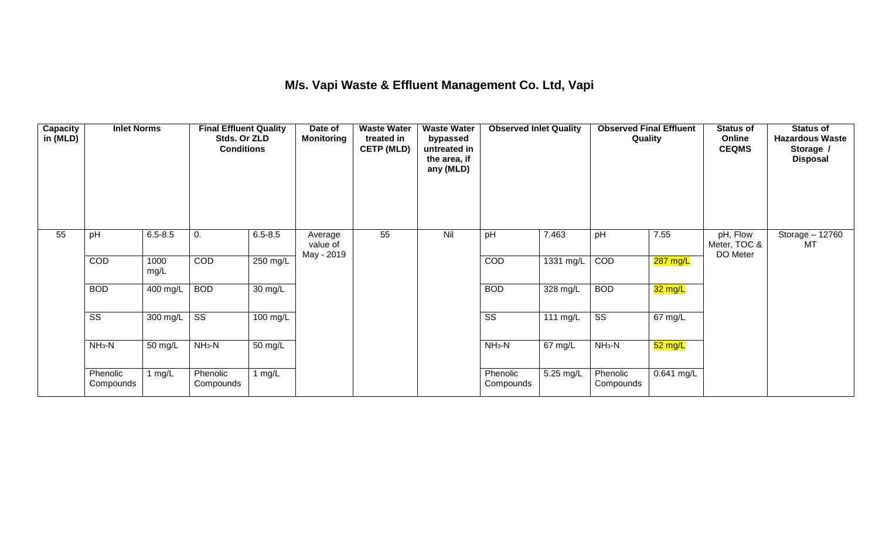# M/s. Vapi Waste & Effluent Management Co. Ltd, Vapi

| Capacity in (MLD) | Inlet Norms | | Final Effluent Quality Stds. Or ZLD Conditions | | Date of Monitoring | Waste Water treated in CETP (MLD) | Waste Water bypassed untreated in the area, if any (MLD) | Observed Inlet Quality | | Observed Final Effluent Quality | | Status of Online CEQMS | Status of Hazardous Waste Storage / Disposal |
|---|---|---|---|---|---|---|---|---|---|---|---|---|---|
| 55 | pH | 6.5-8.5 | 0. | 6.5-8.5 | Average value of May - 2019 | 55 | Nil | pH | 7.463 | pH | 7.55 | pH, Flow Meter, TOC & DO Meter | Storage – 12760 MT |
| | COD | 1000 mg/L | COD | 250 mg/L | | | | COD | 1331 mg/L | COD | 287 mg/L | | |
| | BOD | 400 mg/L | BOD | 30 mg/L | | | | BOD | 328 mg/L | BOD | 32 mg/L | | |
| | SS | 300 mg/L | SS | 100 mg/L | | | | SS | 111 mg/L | SS | 67 mg/L | | |
| | $NH_3$-N | 50 mg/L | $NH_3$-N | 50 mg/L | | | | $NH_3$-N | 67 mg/L | $NH_3$-N | 52 mg/L | | |
| | Phenolic Compounds | 1 mg/L | Phenolic Compounds | 1 mg/L | | | | Phenolic Compounds | 5.25 mg/L | Phenolic Compounds | 0.641 mg/L | | |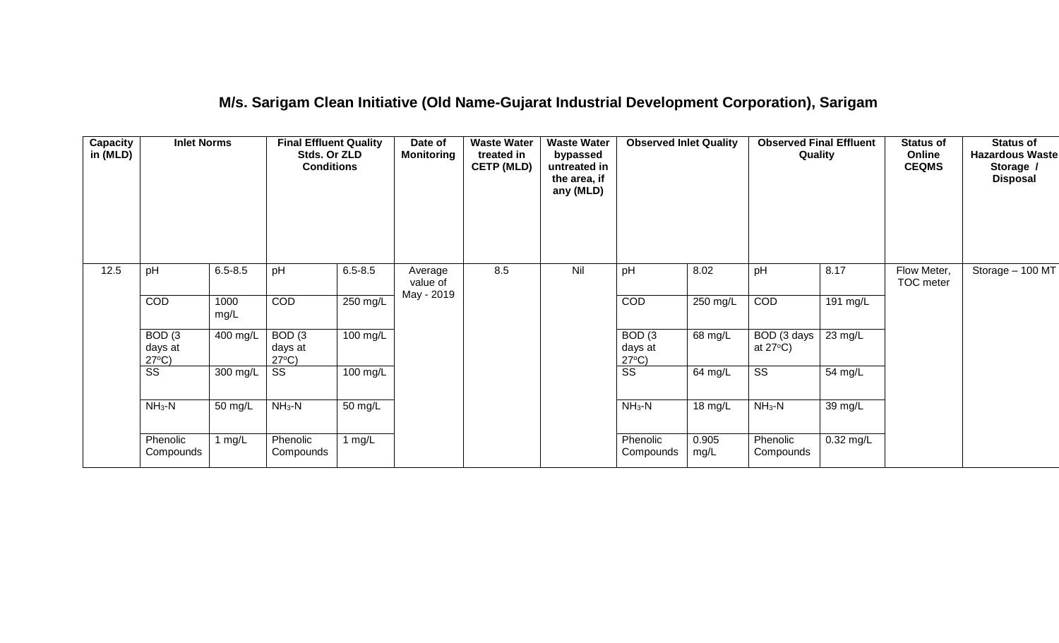## M/s. Sarigam Clean Initiative (Old Name-Gujarat Industrial Development Corporation), Sarigam

| Capacity in (MLD) | Inlet Norms | | Final Effluent Quality Stds. Or ZLD Conditions | | Date of Monitoring | Waste Water treated in CETP (MLD) | Waste Water bypassed untreated in the area, if any (MLD) | Observed Inlet Quality | | Observed Final Effluent Quality | | Status of Online CEQMS | Status of Hazardous Waste Storage / Disposal |
|---|---|---|---|---|---|---|---|---|---|---|---|---|---|
| 12.5 | pH | 6.5-8.5 | pH | 6.5-8.5 | Average value of May - 2019 | 8.5 | Nil | pH | 8.02 | pH | 8.17 | Flow Meter, TOC meter | Storage – 100 MT |
| | COD | 1000 mg/L | COD | 250 mg/L | | | | COD | 250 mg/L | COD | 191 mg/L | | |
| | BOD (3 days at 27$^{o}$C) | 400 mg/L | BOD (3 days at 27$^{o}$C) | 100 mg/L | | | | BOD (3 days at 27$^{o}$C) | 68 mg/L | BOD (3 days at 27$^{o}$C) | 23 mg/L | | |
| | SS | 300 mg/L | SS | 100 mg/L | | | | SS | 64 mg/L | SS | 54 mg/L | | |
| | $NH_3$-N | 50 mg/L | $NH_3$-N | 50 mg/L | | | | $NH_3$-N | 18 mg/L | $NH_3$-N | 39 mg/L | | |
| | Phenolic Compounds | 1 mg/L | Phenolic Compounds | 1 mg/L | | | | Phenolic Compounds | 0.905 mg/L | Phenolic Compounds | 0.32 mg/L | | |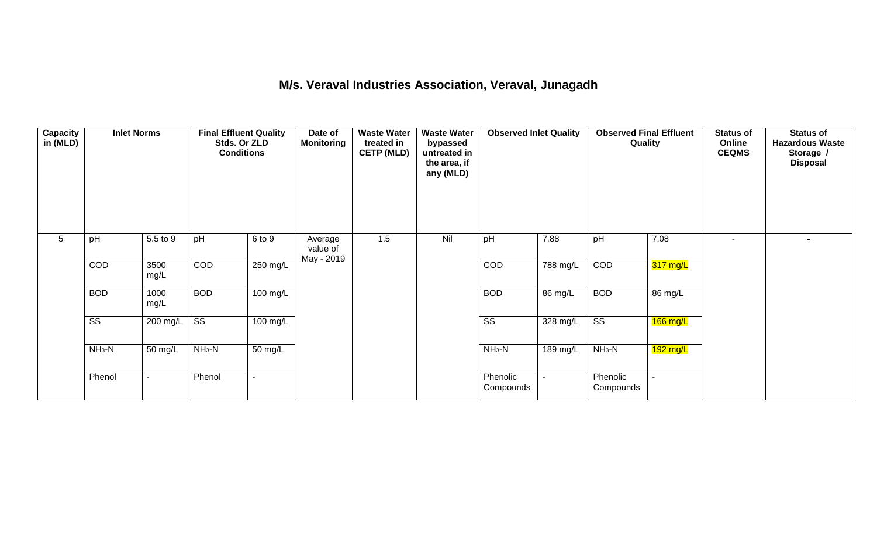# M/s. Veraval Industries Association, Veraval, Junagadh

| Capacity in (MLD) | Inlet Norms | | Final Effluent Quality Stds. Or ZLD Conditions | | Date of Monitoring | Waste Water treated in CETP (MLD) | Waste Water bypassed untreated in the area, if any (MLD) | Observed Inlet Quality | | Observed Final Effluent Quality | | Status of Online CEQMS | Status of Hazardous Waste Storage / Disposal |
|---|---|---|---|---|---|---|---|---|---|---|---|---|---|
| 5 | pH | 5.5 to 9 | pH | 6 to 9 | Average value of May - 2019 | 1.5 | Nil | pH | 7.88 | pH | 7.08 | - | - |
| | COD | 3500 mg/L | COD | 250 mg/L | | | | COD | 788 mg/L | COD | 317 mg/L | | |
| | BOD | 1000 mg/L | BOD | 100 mg/L | | | | BOD | 86 mg/L | BOD | 86 mg/L | | |
| | SS | 200 mg/L | SS | 100 mg/L | | | | SS | 328 mg/L | SS | 166 mg/L | | |
| | $NH_3$-N | 50 mg/L | $NH_3$-N | 50 mg/L | | | | $NH_3$-N | 189 mg/L | $NH_3$-N | 192 mg/L | | |
| | Phenol | - | Phenol | - | | | | Phenolic Compounds | - | Phenolic Compounds | - | | |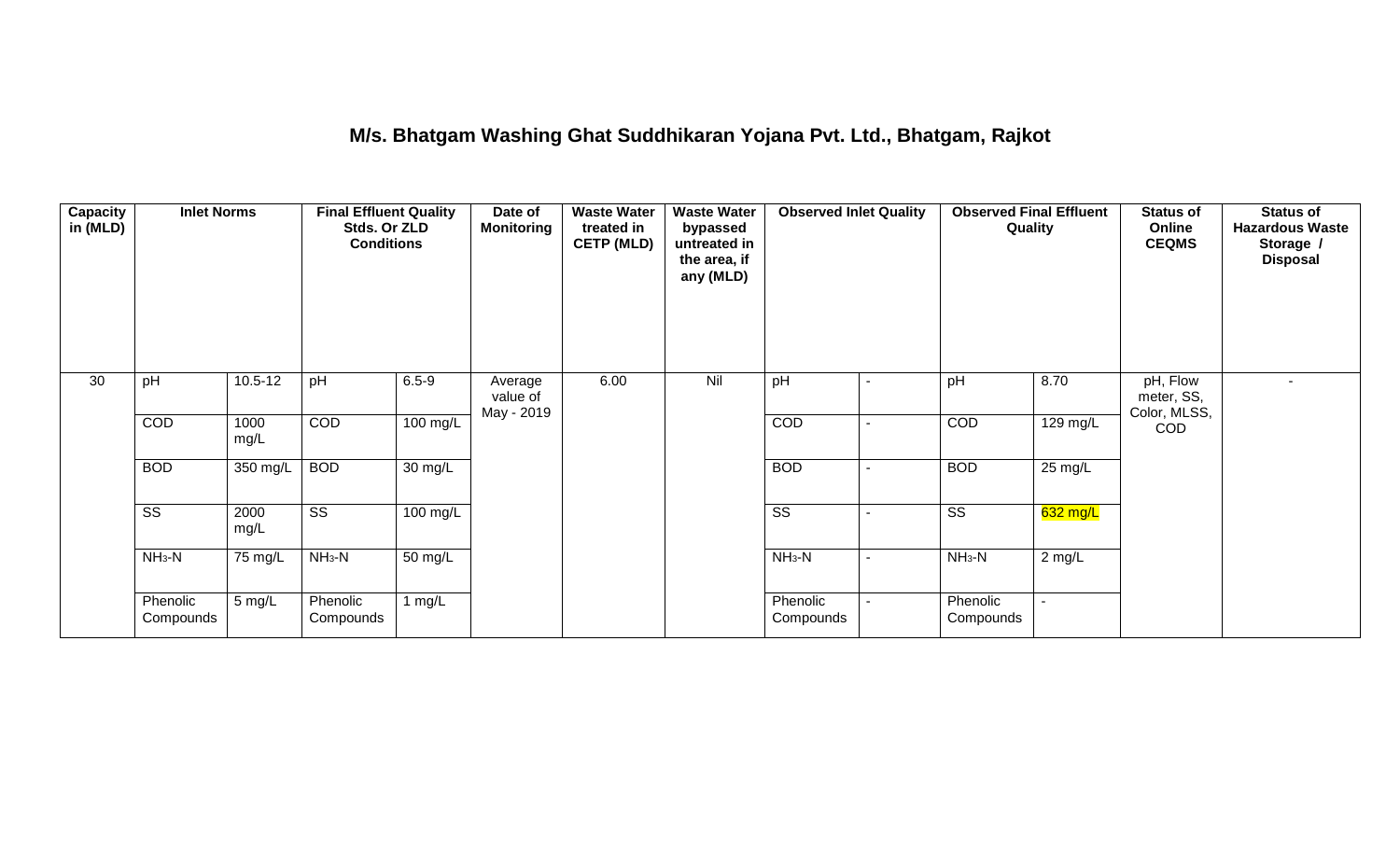## M/s. Bhatgam Washing Ghat Suddhikaran Yojana Pvt. Ltd., Bhatgam, Rajkot

| Capacity in (MLD) | Inlet Norms | | Final Effluent Quality Stds. Or ZLD Conditions | | Date of Monitoring | Waste Water treated in CETP (MLD) | Waste Water bypassed untreated in the area, if any (MLD) | Observed Inlet Quality | | Observed Final Effluent Quality | | Status of Online CEQMS | Status of Hazardous Waste Storage / Disposal |
|---|---|---|---|---|---|---|---|---|---|---|---|---|---|
| 30 | pH | 10.5-12 | pH | 6.5-9 | Average value of May - 2019 | 6.00 | Nil | pH | - | pH | 8.70 | pH, Flow meter, SS, Color, MLSS, COD | - |
| | COD | 1000 mg/L | COD | 100 mg/L | | | | COD | - | COD | 129 mg/L | | |
| | BOD | 350 mg/L | BOD | 30 mg/L | | | | BOD | - | BOD | 25 mg/L | | |
| | SS | 2000 mg/L | SS | 100 mg/L | | | | SS | - | SS | 632 mg/L | | |
| | $NH_3$-N | 75 mg/L | $NH_3$-N | 50 mg/L | | | | $NH_3$-N | - | $NH_3$-N | 2 mg/L | | |
| | Phenolic Compounds | 5 mg/L | Phenolic Compounds | 1 mg/L | | | | Phenolic Compounds | - | Phenolic Compounds | - | | |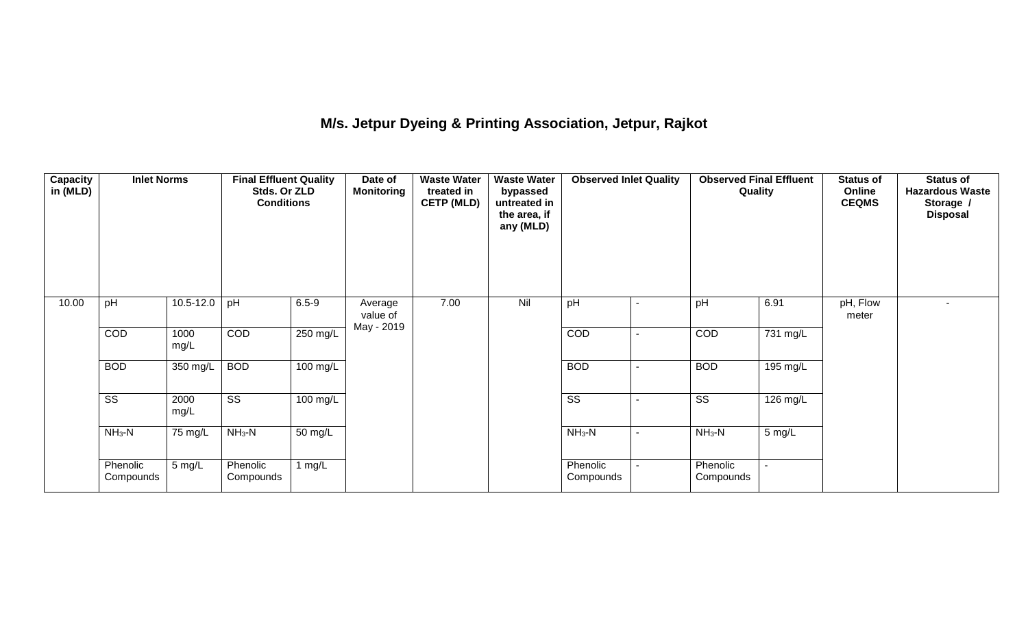# M/s. Jetpur Dyeing & Printing Association, Jetpur, Rajkot

| Capacity in (MLD) | Inlet Norms | | Final Effluent Quality Stds. Or ZLD Conditions | | Date of Monitoring | Waste Water treated in CETP (MLD) | Waste Water bypassed untreated in the area, if any (MLD) | Observed Inlet Quality | | Observed Final Effluent Quality | | Status of Online CEQMS | Status of Hazardous Waste Storage / Disposal |
|---|---|---|---|---|---|---|---|---|---|---|---|---|---|
| 10.00 | pH | 10.5-12.0 | pH | 6.5-9 | Average value of May - 2019 | 7.00 | Nil | pH | - | pH | 6.91 | pH, Flow meter | - |
| | COD | 1000 mg/L | COD | 250 mg/L | | | | COD | - | COD | 731 mg/L | | |
| | BOD | 350 mg/L | BOD | 100 mg/L | | | | BOD | - | BOD | 195 mg/L | | |
| | SS | 2000 mg/L | SS | 100 mg/L | | | | SS | - | SS | 126 mg/L | | |
| | $NH_3$-N | 75 mg/L | $NH_3$-N | 50 mg/L | | | | $NH_3$-N | - | $NH_3$-N | 5 mg/L | | |
| | Phenolic Compounds | 5 mg/L | Phenolic Compounds | 1 mg/L | | | | Phenolic Compounds | - | Phenolic Compounds | - | | |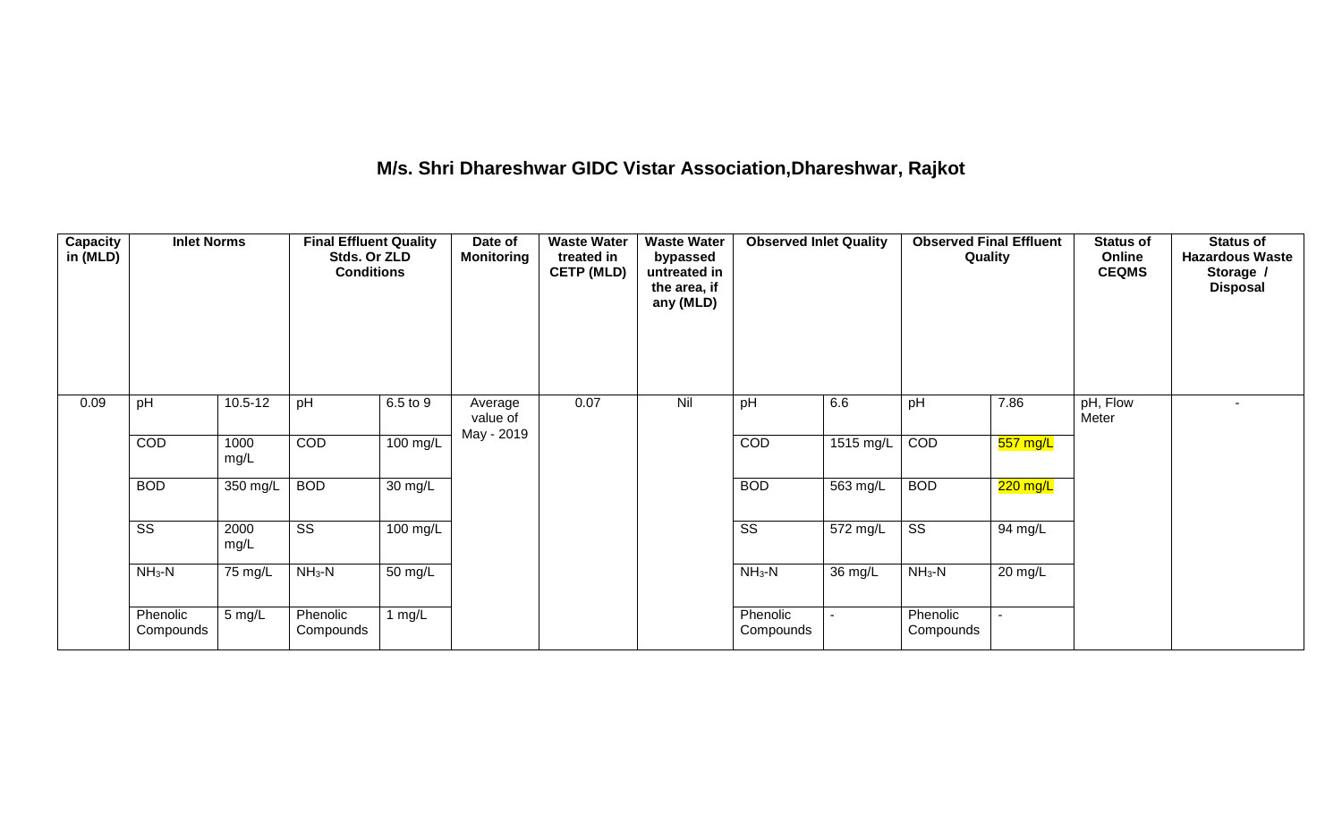# M/s. Shri Dhareshwar GIDC Vistar Association,Dhareshwar, Rajkot

| Capacity in (MLD) | Inlet Norms | | Final Effluent Quality Stds. Or ZLD Conditions | | Date of Monitoring | Waste Water treated in CETP (MLD) | Waste Water bypassed untreated in the area, if any (MLD) | Observed Inlet Quality | | Observed Final Effluent Quality | | Status of Online CEQMS | Status of Hazardous Waste Storage / Disposal |
|---|---|---|---|---|---|---|---|---|---|---|---|---|---|
| 0.09 | pH | 10.5-12 | pH | 6.5 to 9 | Average value of May - 2019 | 0.07 | Nil | pH | 6.6 | pH | 7.86 | pH, Flow Meter | - |
| | COD | 1000 mg/L | COD | 100 mg/L | | | | COD | 1515 mg/L | COD | 557 mg/L | | |
| | BOD | 350 mg/L | BOD | 30 mg/L | | | | BOD | 563 mg/L | BOD | 220 mg/L | | |
| | SS | 2000 mg/L | SS | 100 mg/L | | | | SS | 572 mg/L | SS | 94 mg/L | | |
| | $NH_3$-N | 75 mg/L | $NH_3$-N | 50 mg/L | | | | $NH_3$-N | 36 mg/L | $NH_3$-N | 20 mg/L | | |
| | Phenolic Compounds | 5 mg/L | Phenolic Compounds | 1 mg/L | | | | Phenolic Compounds | - | Phenolic Compounds | - | | |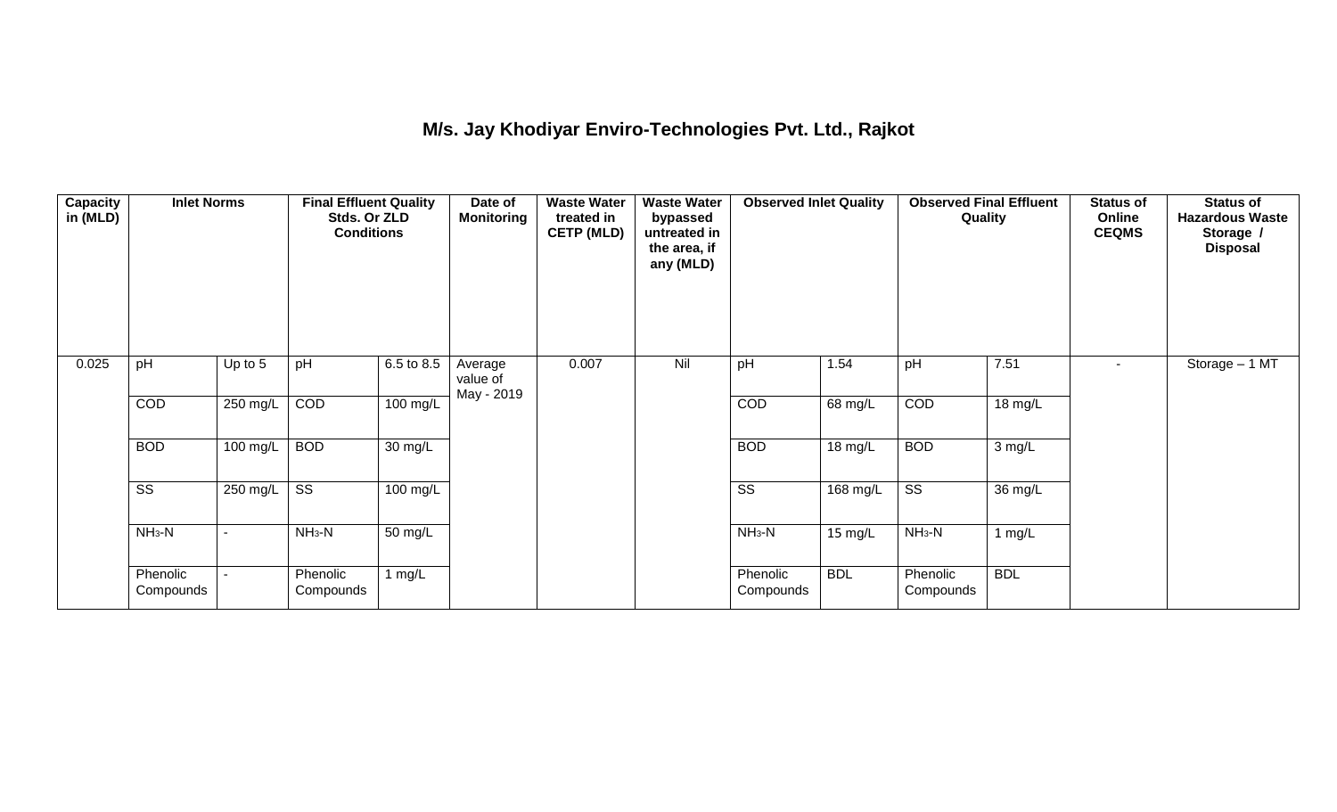# M/s. Jay Khodiyar Enviro-Technologies Pvt. Ltd., Rajkot

| Capacity in (MLD) | Inlet Norms | | Final Effluent Quality Stds. Or ZLD Conditions | | Date of Monitoring | Waste Water treated in CETP (MLD) | Waste Water bypassed untreated in the area, if any (MLD) | Observed Inlet Quality | | Observed Final Effluent Quality | | Status of Online CEQMS | Status of Hazardous Waste Storage / Disposal |
|---|---|---|---|---|---|---|---|---|---|---|---|---|---|
| 0.025 | pH | Up to 5 | pH | 6.5 to 8.5 | Average value of May - 2019 | 0.007 | Nil | pH | 1.54 | pH | 7.51 | - | Storage – 1 MT |
| | COD | 250 mg/L | COD | 100 mg/L | | | | COD | 68 mg/L | COD | 18 mg/L | | |
| | BOD | 100 mg/L | BOD | 30 mg/L | | | | BOD | 18 mg/L | BOD | 3 mg/L | | |
| | SS | 250 mg/L | SS | 100 mg/L | | | | SS | 168 mg/L | SS | 36 mg/L | | |
| | $NH_3$-N | - | $NH_3$-N | 50 mg/L | | | | $NH_3$-N | 15 mg/L | $NH_3$-N | 1 mg/L | | |
| | Phenolic Compounds | - | Phenolic Compounds | 1 mg/L | | | | Phenolic Compounds | BDL | Phenolic Compounds | BDL | | |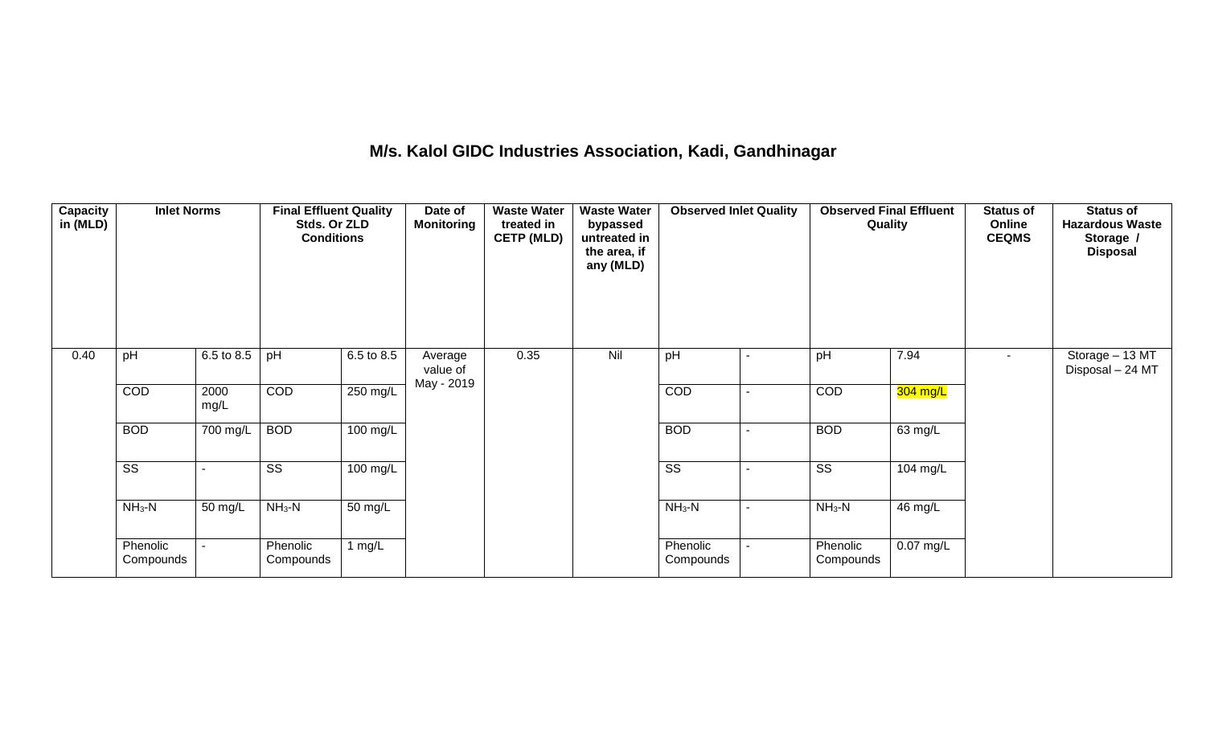# M/s. Kalol GIDC Industries Association, Kadi, Gandhinagar

| Capacity in (MLD) | Inlet Norms | | Final Effluent Quality Stds. Or ZLD Conditions | | Date of Monitoring | Waste Water treated in CETP (MLD) | Waste Water bypassed untreated in the area, if any (MLD) | Observed Inlet Quality | | Observed Final Effluent Quality | | Status of Online CEQMS | Status of Hazardous Waste Storage / Disposal |
|---|---|---|---|---|---|---|---|---|---|---|---|---|---|
| 0.40 | pH | 6.5 to 8.5 | pH | 6.5 to 8.5 | Average value of May - 2019 | 0.35 | Nil | pH | - | pH | 7.94 | - | Storage – 13 MT Disposal – 24 MT |
| | COD | 2000 mg/L | COD | 250 mg/L | | | | COD | - | COD | 304 mg/L | | |
| | BOD | 700 mg/L | BOD | 100 mg/L | | | | BOD | - | BOD | 63 mg/L | | |
| | SS | - | SS | 100 mg/L | | | | SS | - | SS | 104 mg/L | | |
| | $NH_3$-N | 50 mg/L | $NH_3$-N | 50 mg/L | | | | $NH_3$-N | - | $NH_3$-N | 46 mg/L | | |
| | Phenolic Compounds | - | Phenolic Compounds | 1 mg/L | | | | Phenolic Compounds | - | Phenolic Compounds | 0.07 mg/L | | |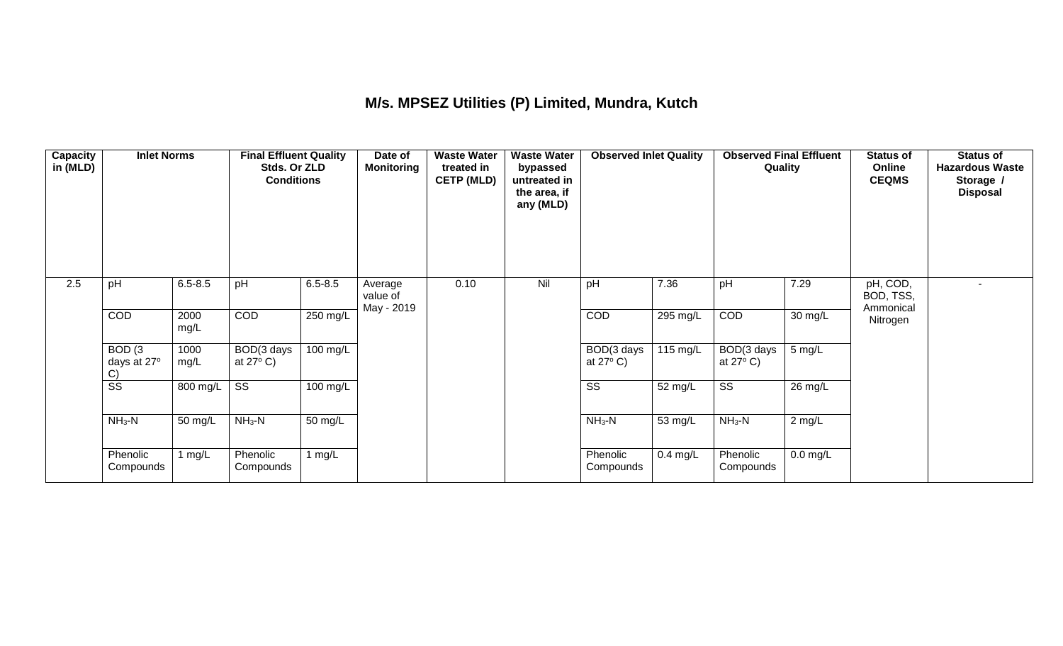# M/s. MPSEZ Utilities (P) Limited, Mundra, Kutch

| Capacity in (MLD) | Inlet Norms | | Final Effluent Quality Stds. Or ZLD Conditions | | Date of Monitoring | Waste Water treated in CETP (MLD) | Waste Water bypassed untreated in the area, if any (MLD) | Observed Inlet Quality | | Observed Final Effluent Quality | | Status of Online CEQMS | Status of Hazardous Waste Storage / Disposal |
|---|---|---|---|---|---|---|---|---|---|---|---|---|---|
| 2.5 | pH | 6.5-8.5 | pH | 6.5-8.5 | Average value of May - 2019 | 0.10 | Nil | pH | 7.36 | pH | 7.29 | pH, COD, BOD, TSS, Ammonical Nitrogen | - |
| | COD | 2000 mg/L | COD | 250 mg/L | | | | COD | 295 mg/L | COD | 30 mg/L | | |
| | BOD (3 days at 27° C) | 1000 mg/L | BOD(3 days at 27° C) | 100 mg/L | | | | BOD(3 days at 27° C) | 115 mg/L | BOD(3 days at 27° C) | 5 mg/L | | |
| | SS | 800 mg/L | SS | 100 mg/L | | | | SS | 52 mg/L | SS | 26 mg/L | | |
| | $NH_3$-N | 50 mg/L | $NH_3$-N | 50 mg/L | | | | $NH_3$-N | 53 mg/L | $NH_3$-N | 2 mg/L | | |
| | Phenolic Compounds | 1 mg/L | Phenolic Compounds | 1 mg/L | | | | Phenolic Compounds | 0.4 mg/L | Phenolic Compounds | 0.0 mg/L | | |